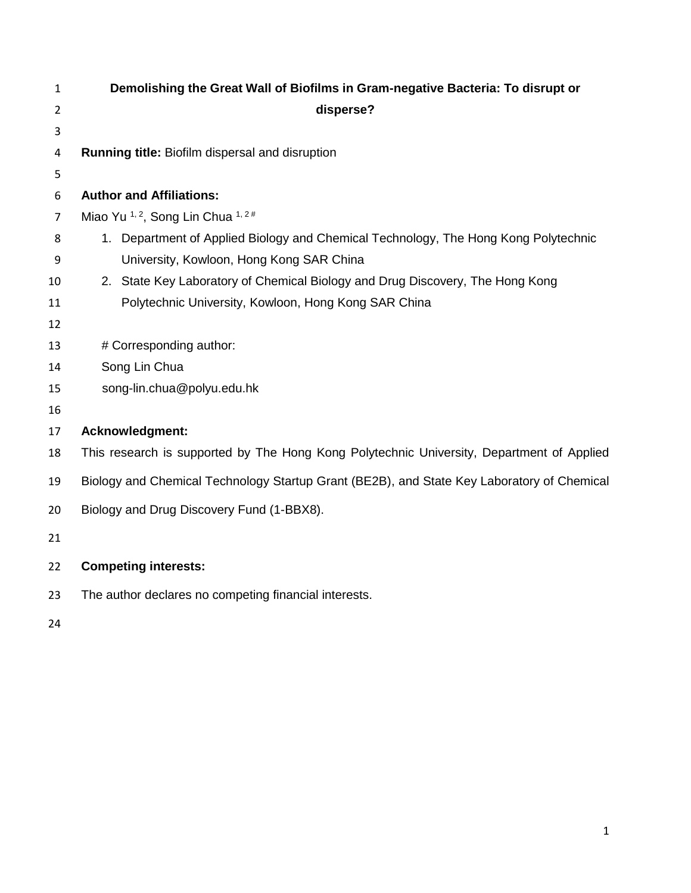# Demolishing the Great Wall of Biofilms in Gram-negative Bacteria: To disrupt or disperse?

**Running title:** Biofilm dispersal and disruption

**Author and Affiliations:**

Miao Yu [1, 2], Song Lin Chua [1, 2 #]

1. Department of Applied Biology and Chemical Technology, The Hong Kong Polytechnic University, Kowloon, Hong Kong SAR China
2. State Key Laboratory of Chemical Biology and Drug Discovery, The Hong Kong Polytechnic University, Kowloon, Hong Kong SAR China

# Corresponding author:
Song Lin Chua
song-lin.chua@polyu.edu.hk

**Acknowledgment:**

This research is supported by The Hong Kong Polytechnic University, Department of Applied Biology and Chemical Technology Startup Grant (BE2B), and State Key Laboratory of Chemical Biology and Drug Discovery Fund (1-BBX8).

**Competing interests:**

The author declares no competing financial interests.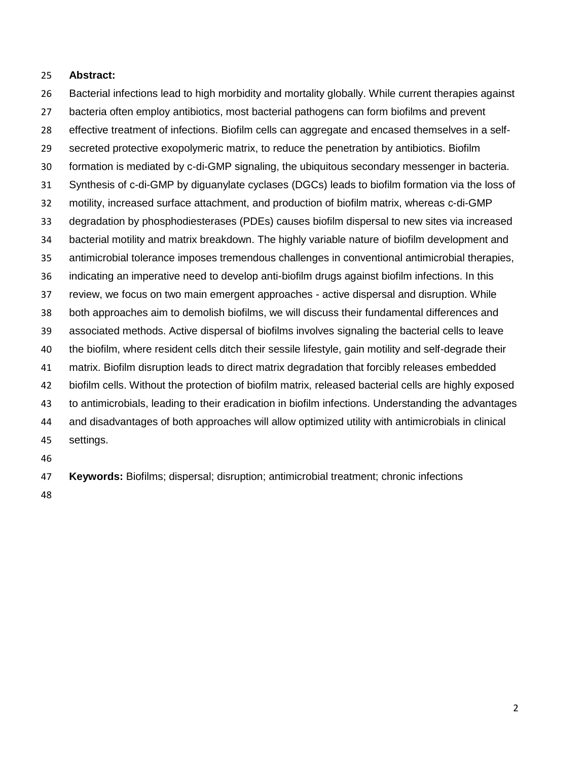**Abstract:**

Bacterial infections lead to high morbidity and mortality globally. While current therapies against bacteria often employ antibiotics, most bacterial pathogens can form biofilms and prevent effective treatment of infections. Biofilm cells can aggregate and encased themselves in a self-secreted protective exopolymeric matrix, to reduce the penetration by antibiotics. Biofilm formation is mediated by c-di-GMP signaling, the ubiquitous secondary messenger in bacteria. Synthesis of c-di-GMP by diguanylate cyclases (DGCs) leads to biofilm formation via the loss of motility, increased surface attachment, and production of biofilm matrix, whereas c-di-GMP degradation by phosphodiesterases (PDEs) causes biofilm dispersal to new sites via increased bacterial motility and matrix breakdown. The highly variable nature of biofilm development and antimicrobial tolerance imposes tremendous challenges in conventional antimicrobial therapies, indicating an imperative need to develop anti-biofilm drugs against biofilm infections. In this review, we focus on two main emergent approaches - active dispersal and disruption. While both approaches aim to demolish biofilms, we will discuss their fundamental differences and associated methods. Active dispersal of biofilms involves signaling the bacterial cells to leave the biofilm, where resident cells ditch their sessile lifestyle, gain motility and self-degrade their matrix. Biofilm disruption leads to direct matrix degradation that forcibly releases embedded biofilm cells. Without the protection of biofilm matrix, released bacterial cells are highly exposed to antimicrobials, leading to their eradication in biofilm infections. Understanding the advantages and disadvantages of both approaches will allow optimized utility with antimicrobials in clinical settings.

**Keywords:** Biofilms; dispersal; disruption; antimicrobial treatment; chronic infections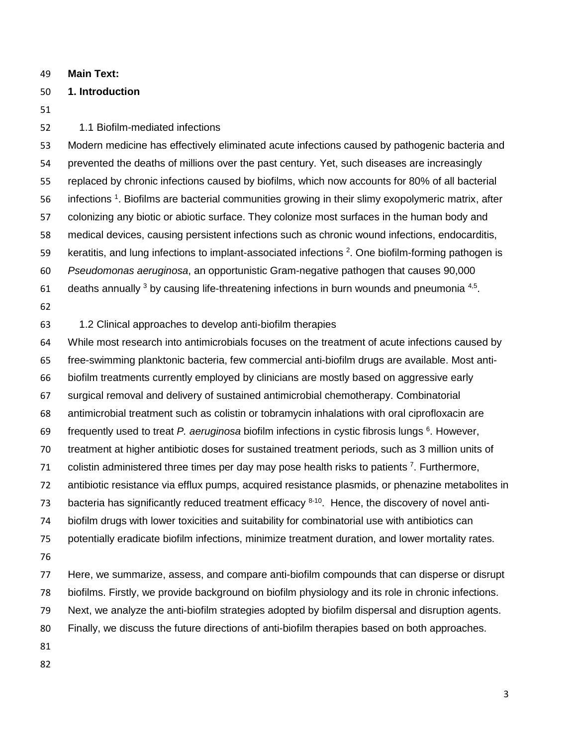**Main Text:**

# 1. Introduction

## 1.1 Biofilm-mediated infections

Modern medicine has effectively eliminated acute infections caused by pathogenic bacteria and prevented the deaths of millions over the past century. Yet, such diseases are increasingly replaced by chronic infections caused by biofilms, which now accounts for 80% of all bacterial infections [1]. Biofilms are bacterial communities growing in their slimy exopolymeric matrix, after colonizing any biotic or abiotic surface. They colonize most surfaces in the human body and medical devices, causing persistent infections such as chronic wound infections, endocarditis, keratitis, and lung infections to implant-associated infections [2]. One biofilm-forming pathogen is *Pseudomonas aeruginosa*, an opportunistic Gram-negative pathogen that causes 90,000 deaths annually [3] by causing life-threatening infections in burn wounds and pneumonia [4,5].

## 1.2 Clinical approaches to develop anti-biofilm therapies

While most research into antimicrobials focuses on the treatment of acute infections caused by free-swimming planktonic bacteria, few commercial anti-biofilm drugs are available. Most anti-biofilm treatments currently employed by clinicians are mostly based on aggressive early surgical removal and delivery of sustained antimicrobial chemotherapy. Combinatorial antimicrobial treatment such as colistin or tobramycin inhalations with oral ciprofloxacin are frequently used to treat *P. aeruginosa* biofilm infections in cystic fibrosis lungs [6]. However, treatment at higher antibiotic doses for sustained treatment periods, such as 3 million units of colistin administered three times per day may pose health risks to patients [7]. Furthermore, antibiotic resistance via efflux pumps, acquired resistance plasmids, or phenazine metabolites in bacteria has significantly reduced treatment efficacy [8-10]. Hence, the discovery of novel anti-biofilm drugs with lower toxicities and suitability for combinatorial use with antibiotics can potentially eradicate biofilm infections, minimize treatment duration, and lower mortality rates.

Here, we summarize, assess, and compare anti-biofilm compounds that can disperse or disrupt biofilms. Firstly, we provide background on biofilm physiology and its role in chronic infections. Next, we analyze the anti-biofilm strategies adopted by biofilm dispersal and disruption agents. Finally, we discuss the future directions of anti-biofilm therapies based on both approaches.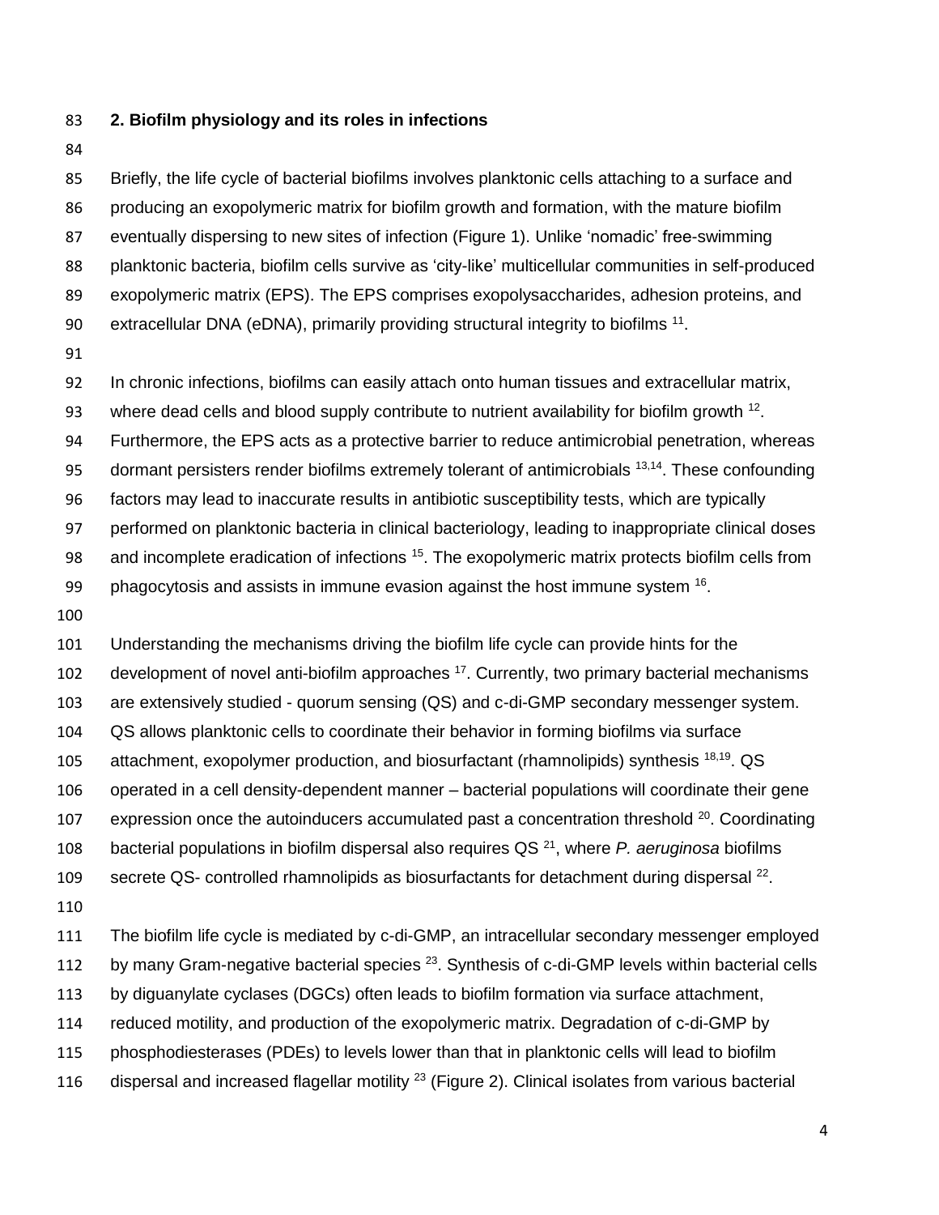## 2. Biofilm physiology and its roles in infections

Briefly, the life cycle of bacterial biofilms involves planktonic cells attaching to a surface and producing an exopolymeric matrix for biofilm growth and formation, with the mature biofilm eventually dispersing to new sites of infection (Figure 1). Unlike 'nomadic' free-swimming planktonic bacteria, biofilm cells survive as 'city-like' multicellular communities in self-produced exopolymeric matrix (EPS). The EPS comprises exopolysaccharides, adhesion proteins, and extracellular DNA (eDNA), primarily providing structural integrity to biofilms [11].

In chronic infections, biofilms can easily attach onto human tissues and extracellular matrix, where dead cells and blood supply contribute to nutrient availability for biofilm growth [12]. Furthermore, the EPS acts as a protective barrier to reduce antimicrobial penetration, whereas dormant persisters render biofilms extremely tolerant of antimicrobials [13,14]. These confounding factors may lead to inaccurate results in antibiotic susceptibility tests, which are typically performed on planktonic bacteria in clinical bacteriology, leading to inappropriate clinical doses and incomplete eradication of infections [15]. The exopolymeric matrix protects biofilm cells from phagocytosis and assists in immune evasion against the host immune system [16].

Understanding the mechanisms driving the biofilm life cycle can provide hints for the development of novel anti-biofilm approaches [17]. Currently, two primary bacterial mechanisms are extensively studied - quorum sensing (QS) and c-di-GMP secondary messenger system. QS allows planktonic cells to coordinate their behavior in forming biofilms via surface attachment, exopolymer production, and biosurfactant (rhamnolipids) synthesis [18,19]. QS operated in a cell density-dependent manner – bacterial populations will coordinate their gene expression once the autoinducers accumulated past a concentration threshold [20]. Coordinating bacterial populations in biofilm dispersal also requires QS [21], where *P. aeruginosa* biofilms secrete QS- controlled rhamnolipids as biosurfactants for detachment during dispersal [22].

The biofilm life cycle is mediated by c-di-GMP, an intracellular secondary messenger employed by many Gram-negative bacterial species [23]. Synthesis of c-di-GMP levels within bacterial cells by diguanylate cyclases (DGCs) often leads to biofilm formation via surface attachment, reduced motility, and production of the exopolymeric matrix. Degradation of c-di-GMP by phosphodiesterases (PDEs) to levels lower than that in planktonic cells will lead to biofilm dispersal and increased flagellar motility [23] (Figure 2). Clinical isolates from various bacterial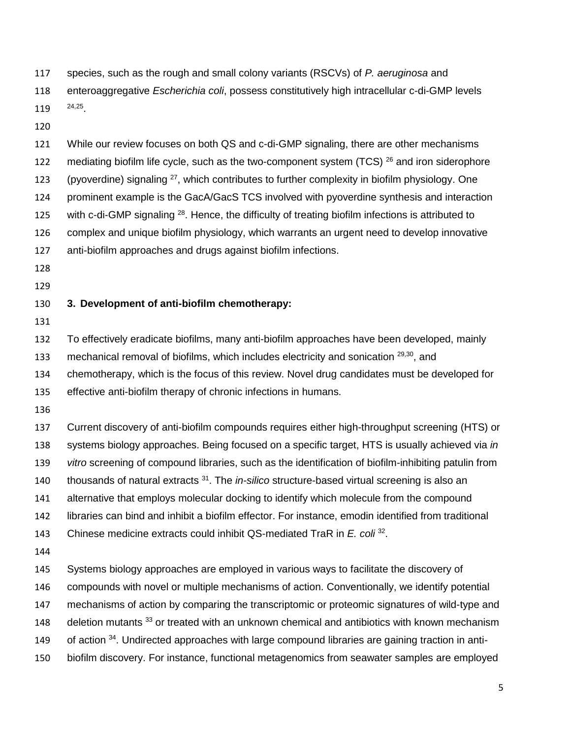species, such as the rough and small colony variants (RSCVs) of *P. aeruginosa* and enteroaggregative *Escherichia coli*, possess constitutively high intracellular c-di-GMP levels [24,25].

While our review focuses on both QS and c-di-GMP signaling, there are other mechanisms mediating biofilm life cycle, such as the two-component system (TCS) [26] and iron siderophore (pyoverdine) signaling [27], which contributes to further complexity in biofilm physiology. One prominent example is the GacA/GacS TCS involved with pyoverdine synthesis and interaction with c-di-GMP signaling [28]. Hence, the difficulty of treating biofilm infections is attributed to complex and unique biofilm physiology, which warrants an urgent need to develop innovative anti-biofilm approaches and drugs against biofilm infections.

## 3. Development of anti-biofilm chemotherapy:

To effectively eradicate biofilms, many anti-biofilm approaches have been developed, mainly mechanical removal of biofilms, which includes electricity and sonication [29,30], and chemotherapy, which is the focus of this review. Novel drug candidates must be developed for effective anti-biofilm therapy of chronic infections in humans.

Current discovery of anti-biofilm compounds requires either high-throughput screening (HTS) or systems biology approaches. Being focused on a specific target, HTS is usually achieved via *in vitro* screening of compound libraries, such as the identification of biofilm-inhibiting patulin from thousands of natural extracts [31]. The *in-silico* structure-based virtual screening is also an alternative that employs molecular docking to identify which molecule from the compound libraries can bind and inhibit a biofilm effector. For instance, emodin identified from traditional Chinese medicine extracts could inhibit QS-mediated TraR in *E. coli* [32].

Systems biology approaches are employed in various ways to facilitate the discovery of compounds with novel or multiple mechanisms of action. Conventionally, we identify potential mechanisms of action by comparing the transcriptomic or proteomic signatures of wild-type and deletion mutants [33] or treated with an unknown chemical and antibiotics with known mechanism of action [34]. Undirected approaches with large compound libraries are gaining traction in anti-biofilm discovery. For instance, functional metagenomics from seawater samples are employed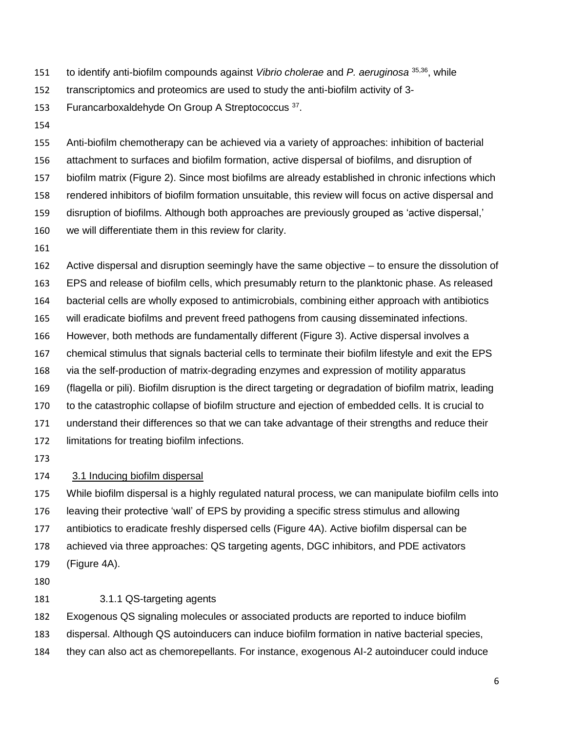to identify anti-biofilm compounds against *Vibrio cholerae* and *P. aeruginosa* [35,36], while transcriptomics and proteomics are used to study the anti-biofilm activity of 3-Furancarboxaldehyde On Group A Streptococcus [37].

Anti-biofilm chemotherapy can be achieved via a variety of approaches: inhibition of bacterial attachment to surfaces and biofilm formation, active dispersal of biofilms, and disruption of biofilm matrix (Figure 2). Since most biofilms are already established in chronic infections which rendered inhibitors of biofilm formation unsuitable, this review will focus on active dispersal and disruption of biofilms. Although both approaches are previously grouped as 'active dispersal,' we will differentiate them in this review for clarity.

Active dispersal and disruption seemingly have the same objective – to ensure the dissolution of EPS and release of biofilm cells, which presumably return to the planktonic phase. As released bacterial cells are wholly exposed to antimicrobials, combining either approach with antibiotics will eradicate biofilms and prevent freed pathogens from causing disseminated infections. However, both methods are fundamentally different (Figure 3). Active dispersal involves a chemical stimulus that signals bacterial cells to terminate their biofilm lifestyle and exit the EPS via the self-production of matrix-degrading enzymes and expression of motility apparatus (flagella or pili). Biofilm disruption is the direct targeting or degradation of biofilm matrix, leading to the catastrophic collapse of biofilm structure and ejection of embedded cells. It is crucial to understand their differences so that we can take advantage of their strengths and reduce their limitations for treating biofilm infections.

## 3.1 Inducing biofilm dispersal

While biofilm dispersal is a highly regulated natural process, we can manipulate biofilm cells into leaving their protective 'wall' of EPS by providing a specific stress stimulus and allowing antibiotics to eradicate freshly dispersed cells (Figure 4A). Active biofilm dispersal can be achieved via three approaches: QS targeting agents, DGC inhibitors, and PDE activators (Figure 4A).

### 3.1.1 QS-targeting agents

Exogenous QS signaling molecules or associated products are reported to induce biofilm dispersal. Although QS autoinducers can induce biofilm formation in native bacterial species, they can also act as chemorepellants. For instance, exogenous AI-2 autoinducer could induce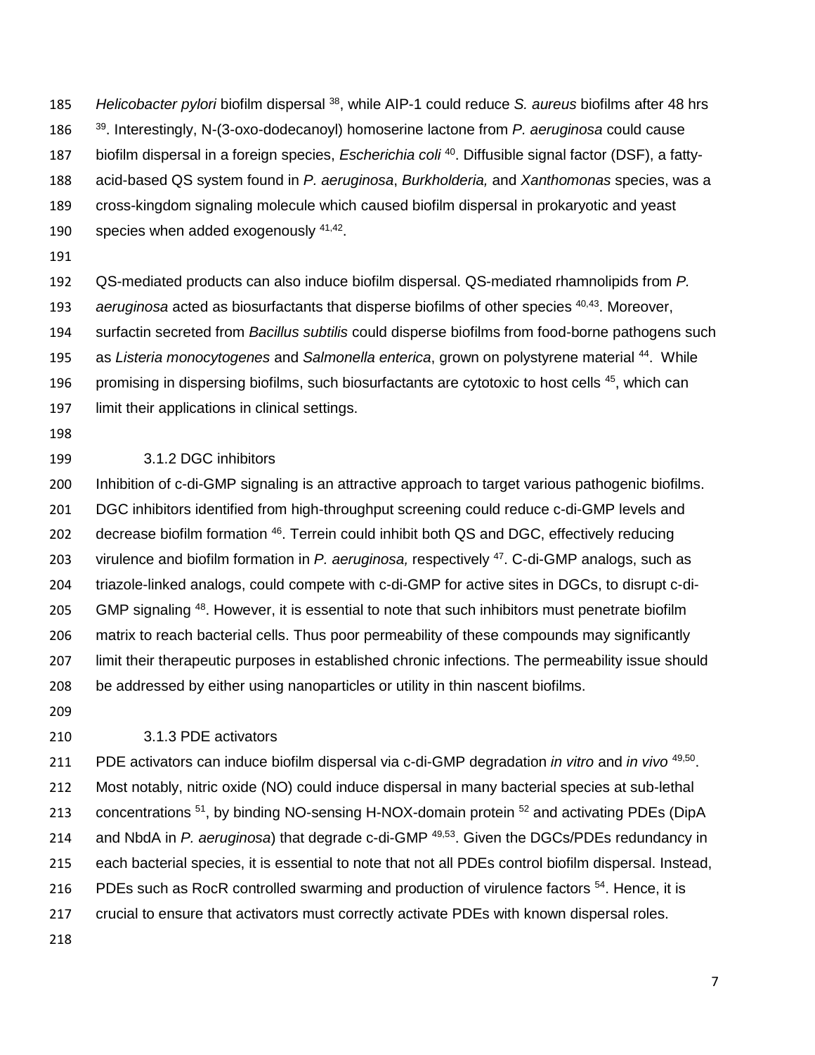*Helicobacter pylori* biofilm dispersal [38], while AIP-1 could reduce *S. aureus* biofilms after 48 hrs [39]. Interestingly, N-(3-oxo-dodecanoyl) homoserine lactone from *P. aeruginosa* could cause biofilm dispersal in a foreign species, *Escherichia coli* [40]. Diffusible signal factor (DSF), a fatty-acid-based QS system found in *P. aeruginosa*, *Burkholderia,* and *Xanthomonas* species, was a cross-kingdom signaling molecule which caused biofilm dispersal in prokaryotic and yeast species when added exogenously [41,42].

QS-mediated products can also induce biofilm dispersal. QS-mediated rhamnolipids from *P. aeruginosa* acted as biosurfactants that disperse biofilms of other species [40,43]. Moreover, surfactin secreted from *Bacillus subtilis* could disperse biofilms from food-borne pathogens such as *Listeria monocytogenes* and *Salmonella enterica*, grown on polystyrene material [44]. While promising in dispersing biofilms, such biosurfactants are cytotoxic to host cells [45], which can limit their applications in clinical settings.

### 3.1.2 DGC inhibitors

Inhibition of c-di-GMP signaling is an attractive approach to target various pathogenic biofilms. DGC inhibitors identified from high-throughput screening could reduce c-di-GMP levels and decrease biofilm formation [46]. Terrein could inhibit both QS and DGC, effectively reducing virulence and biofilm formation in *P. aeruginosa,* respectively [47]. C-di-GMP analogs, such as triazole-linked analogs, could compete with c-di-GMP for active sites in DGCs, to disrupt c-di-GMP signaling [48]. However, it is essential to note that such inhibitors must penetrate biofilm matrix to reach bacterial cells. Thus poor permeability of these compounds may significantly limit their therapeutic purposes in established chronic infections. The permeability issue should be addressed by either using nanoparticles or utility in thin nascent biofilms.

### 3.1.3 PDE activators

PDE activators can induce biofilm dispersal via c-di-GMP degradation *in vitro* and *in vivo* [49,50]. Most notably, nitric oxide (NO) could induce dispersal in many bacterial species at sub-lethal concentrations [51], by binding NO-sensing H-NOX-domain protein [52] and activating PDEs (DipA and NbdA in *P. aeruginosa*) that degrade c-di-GMP [49,53]. Given the DGCs/PDEs redundancy in each bacterial species, it is essential to note that not all PDEs control biofilm dispersal. Instead, PDEs such as RocR controlled swarming and production of virulence factors [54]. Hence, it is crucial to ensure that activators must correctly activate PDEs with known dispersal roles.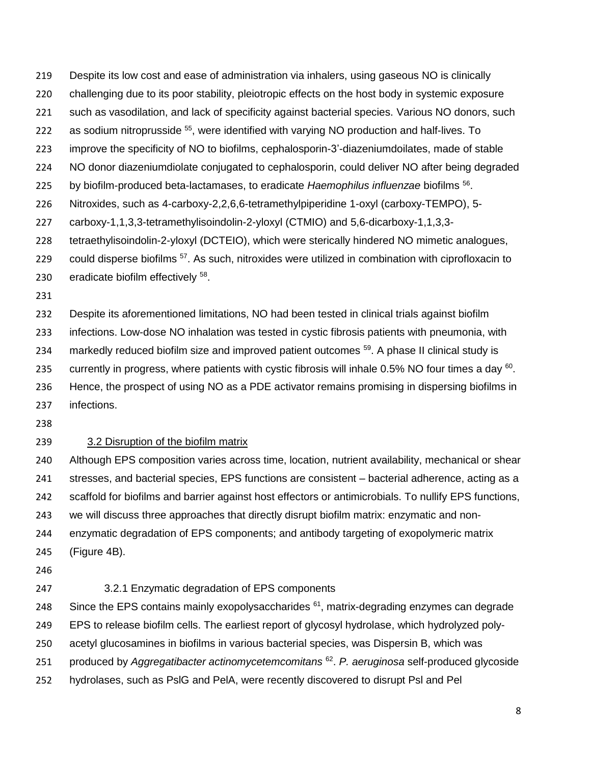Despite its low cost and ease of administration via inhalers, using gaseous NO is clinically challenging due to its poor stability, pleiotropic effects on the host body in systemic exposure such as vasodilation, and lack of specificity against bacterial species. Various NO donors, such as sodium nitroprusside [55], were identified with varying NO production and half-lives. To improve the specificity of NO to biofilms, cephalosporin-3'-diazeniumdoilates, made of stable NO donor diazeniumdiolate conjugated to cephalosporin, could deliver NO after being degraded by biofilm-produced beta-lactamases, to eradicate *Haemophilus influenzae* biofilms [56]. Nitroxides, such as 4-carboxy-2,2,6,6-tetramethylpiperidine 1-oxyl (carboxy-TEMPO), 5-carboxy-1,1,3,3-tetramethylisoindolin-2-yloxyl (CTMIO) and 5,6-dicarboxy-1,1,3,3-tetraethylisoindolin-2-yloxyl (DCTEIO), which were sterically hindered NO mimetic analogues, could disperse biofilms [57]. As such, nitroxides were utilized in combination with ciprofloxacin to eradicate biofilm effectively [58].

Despite its aforementioned limitations, NO had been tested in clinical trials against biofilm infections. Low-dose NO inhalation was tested in cystic fibrosis patients with pneumonia, with markedly reduced biofilm size and improved patient outcomes [59]. A phase II clinical study is currently in progress, where patients with cystic fibrosis will inhale 0.5% NO four times a day [60]. Hence, the prospect of using NO as a PDE activator remains promising in dispersing biofilms in infections.

### 3.2 Disruption of the biofilm matrix

Although EPS composition varies across time, location, nutrient availability, mechanical or shear stresses, and bacterial species, EPS functions are consistent – bacterial adherence, acting as a scaffold for biofilms and barrier against host effectors or antimicrobials. To nullify EPS functions, we will discuss three approaches that directly disrupt biofilm matrix: enzymatic and non-enzymatic degradation of EPS components; and antibody targeting of exopolymeric matrix (Figure 4B).

#### 3.2.1 Enzymatic degradation of EPS components

Since the EPS contains mainly exopolysaccharides [61], matrix-degrading enzymes can degrade EPS to release biofilm cells. The earliest report of glycosyl hydrolase, which hydrolyzed poly-acetyl glucosamines in biofilms in various bacterial species, was Dispersin B, which was produced by *Aggregatibacter actinomycetemcomitans* [62]. *P. aeruginosa* self-produced glycoside hydrolases, such as PslG and PelA, were recently discovered to disrupt Psl and Pel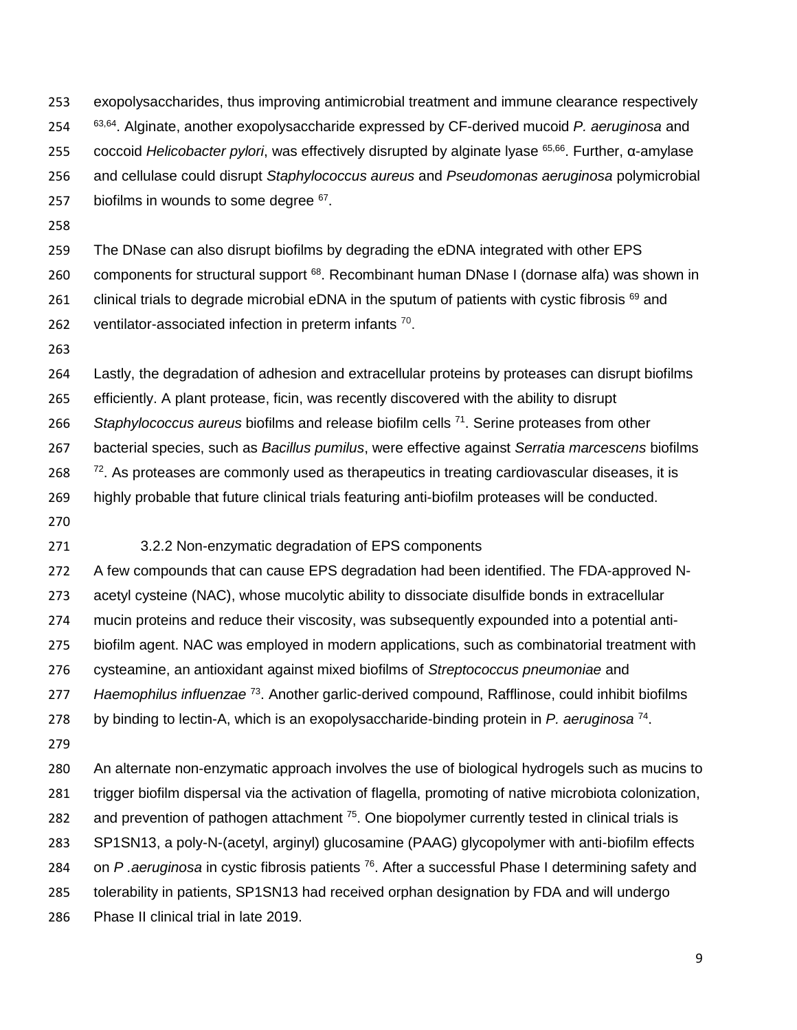exopolysaccharides, thus improving antimicrobial treatment and immune clearance respectively [63,64]. Alginate, another exopolysaccharide expressed by CF-derived mucoid *P. aeruginosa* and coccoid *Helicobacter pylori*, was effectively disrupted by alginate lyase [65,66]. Further, α-amylase and cellulase could disrupt *Staphylococcus aureus* and *Pseudomonas aeruginosa* polymicrobial biofilms in wounds to some degree [67].

The DNase can also disrupt biofilms by degrading the eDNA integrated with other EPS components for structural support [68]. Recombinant human DNase I (dornase alfa) was shown in clinical trials to degrade microbial eDNA in the sputum of patients with cystic fibrosis [69] and ventilator-associated infection in preterm infants [70].

Lastly, the degradation of adhesion and extracellular proteins by proteases can disrupt biofilms efficiently. A plant protease, ficin, was recently discovered with the ability to disrupt *Staphylococcus aureus* biofilms and release biofilm cells [71]. Serine proteases from other bacterial species, such as *Bacillus pumilus*, were effective against *Serratia marcescens* biofilms [72]. As proteases are commonly used as therapeutics in treating cardiovascular diseases, it is highly probable that future clinical trials featuring anti-biofilm proteases will be conducted.

#### 3.2.2 Non-enzymatic degradation of EPS components

A few compounds that can cause EPS degradation had been identified. The FDA-approved N-acetyl cysteine (NAC), whose mucolytic ability to dissociate disulfide bonds in extracellular mucin proteins and reduce their viscosity, was subsequently expounded into a potential anti-biofilm agent. NAC was employed in modern applications, such as combinatorial treatment with cysteamine, an antioxidant against mixed biofilms of *Streptococcus pneumoniae* and *Haemophilus influenzae* [73]. Another garlic-derived compound, Rafflinose, could inhibit biofilms by binding to lectin-A, which is an exopolysaccharide-binding protein in *P. aeruginosa* [74].

An alternate non-enzymatic approach involves the use of biological hydrogels such as mucins to trigger biofilm dispersal via the activation of flagella, promoting of native microbiota colonization, and prevention of pathogen attachment [75]. One biopolymer currently tested in clinical trials is SP1SN13, a poly-N-(acetyl, arginyl) glucosamine (PAAG) glycopolymer with anti-biofilm effects on *P .aeruginosa* in cystic fibrosis patients [76]. After a successful Phase I determining safety and tolerability in patients, SP1SN13 had received orphan designation by FDA and will undergo Phase II clinical trial in late 2019.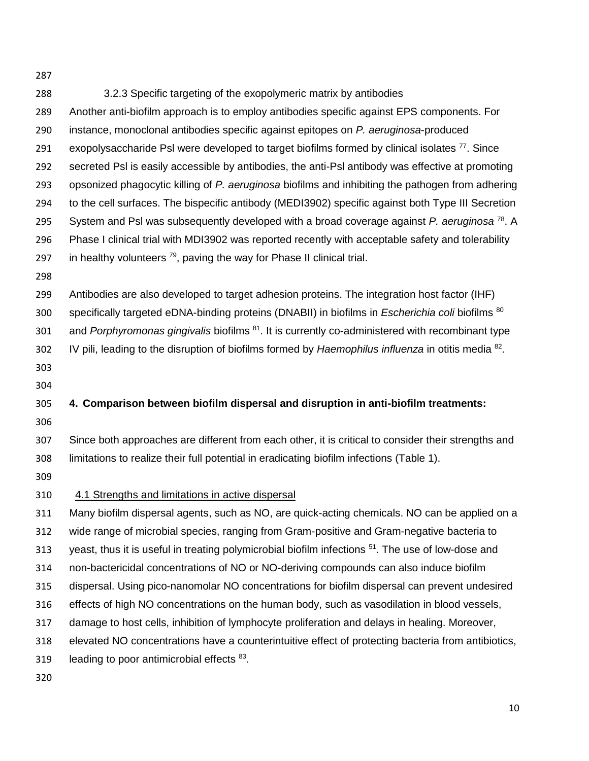### 3.2.3 Specific targeting of the exopolymeric matrix by antibodies

Another anti-biofilm approach is to employ antibodies specific against EPS components. For instance, monoclonal antibodies specific against epitopes on *P. aeruginosa*-produced exopolysaccharide Psl were developed to target biofilms formed by clinical isolates [77]. Since secreted Psl is easily accessible by antibodies, the anti-Psl antibody was effective at promoting opsonized phagocytic killing of *P. aeruginosa* biofilms and inhibiting the pathogen from adhering to the cell surfaces. The bispecific antibody (MEDI3902) specific against both Type III Secretion System and Psl was subsequently developed with a broad coverage against *P. aeruginosa* [78]. A Phase I clinical trial with MDI3902 was reported recently with acceptable safety and tolerability in healthy volunteers [79], paving the way for Phase II clinical trial.

Antibodies are also developed to target adhesion proteins. The integration host factor (IHF) specifically targeted eDNA-binding proteins (DNABII) in biofilms in *Escherichia coli* biofilms [80] and *Porphyromonas gingivalis* biofilms [81]. It is currently co-administered with recombinant type IV pili, leading to the disruption of biofilms formed by *Haemophilus influenza* in otitis media [82].

## 4. Comparison between biofilm dispersal and disruption in anti-biofilm treatments:

Since both approaches are different from each other, it is critical to consider their strengths and limitations to realize their full potential in eradicating biofilm infections (Table 1).

### 4.1 Strengths and limitations in active dispersal

Many biofilm dispersal agents, such as NO, are quick-acting chemicals. NO can be applied on a wide range of microbial species, ranging from Gram-positive and Gram-negative bacteria to yeast, thus it is useful in treating polymicrobial biofilm infections [51]. The use of low-dose and non-bactericidal concentrations of NO or NO-deriving compounds can also induce biofilm dispersal. Using pico-nanomolar NO concentrations for biofilm dispersal can prevent undesired effects of high NO concentrations on the human body, such as vasodilation in blood vessels, damage to host cells, inhibition of lymphocyte proliferation and delays in healing. Moreover, elevated NO concentrations have a counterintuitive effect of protecting bacteria from antibiotics, leading to poor antimicrobial effects [83].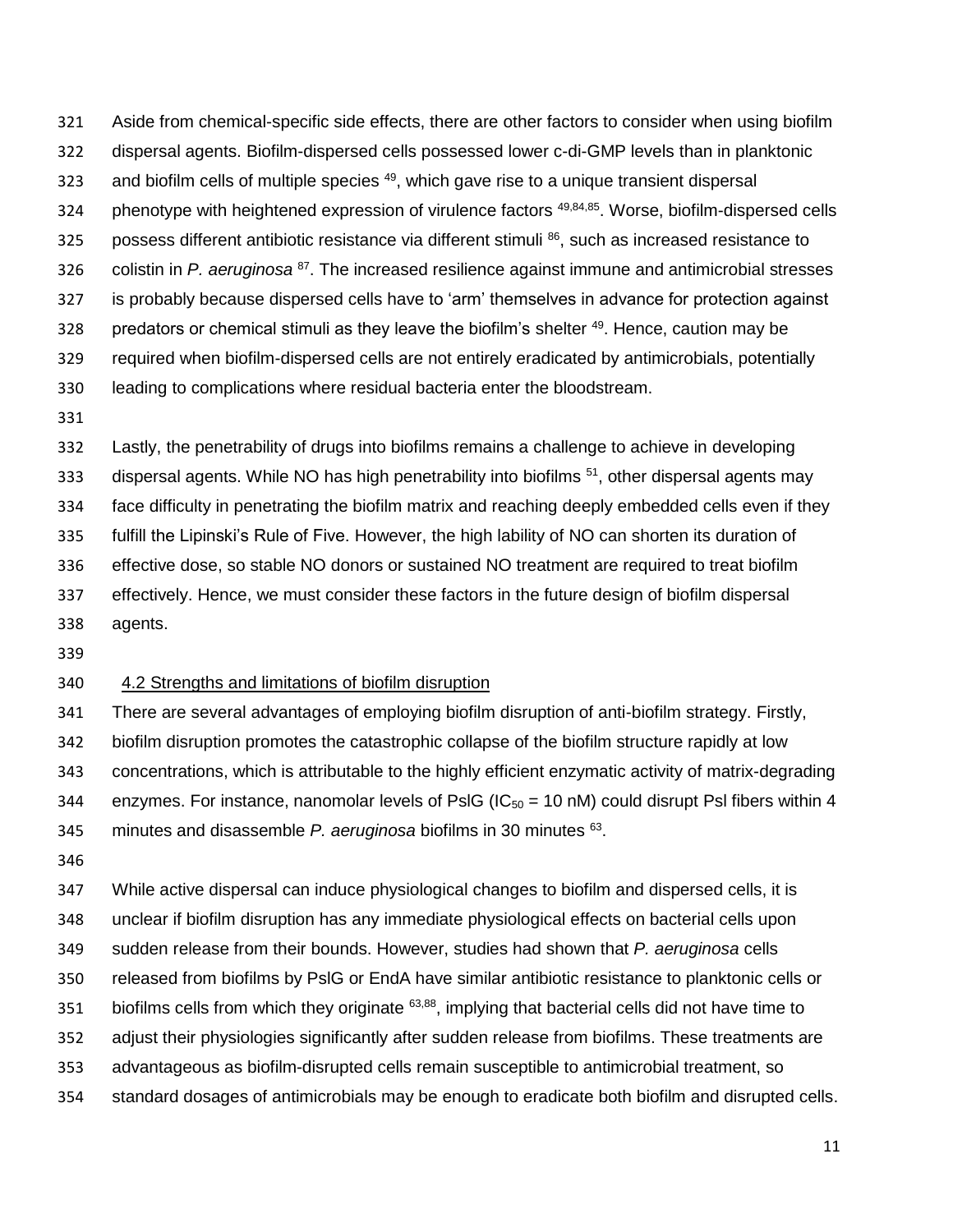Aside from chemical-specific side effects, there are other factors to consider when using biofilm dispersal agents. Biofilm-dispersed cells possessed lower c-di-GMP levels than in planktonic and biofilm cells of multiple species [49], which gave rise to a unique transient dispersal phenotype with heightened expression of virulence factors [49,84,85]. Worse, biofilm-dispersed cells possess different antibiotic resistance via different stimuli [86], such as increased resistance to colistin in *P. aeruginosa* [87]. The increased resilience against immune and antimicrobial stresses is probably because dispersed cells have to 'arm' themselves in advance for protection against predators or chemical stimuli as they leave the biofilm's shelter [49]. Hence, caution may be required when biofilm-dispersed cells are not entirely eradicated by antimicrobials, potentially leading to complications where residual bacteria enter the bloodstream.

Lastly, the penetrability of drugs into biofilms remains a challenge to achieve in developing dispersal agents. While NO has high penetrability into biofilms [51], other dispersal agents may face difficulty in penetrating the biofilm matrix and reaching deeply embedded cells even if they fulfill the Lipinski's Rule of Five. However, the high lability of NO can shorten its duration of effective dose, so stable NO donors or sustained NO treatment are required to treat biofilm effectively. Hence, we must consider these factors in the future design of biofilm dispersal agents.

### 4.2 Strengths and limitations of biofilm disruption

There are several advantages of employing biofilm disruption of anti-biofilm strategy. Firstly, biofilm disruption promotes the catastrophic collapse of the biofilm structure rapidly at low concentrations, which is attributable to the highly efficient enzymatic activity of matrix-degrading enzymes. For instance, nanomolar levels of PslG ($IC_{50}$ = 10 nM) could disrupt Psl fibers within 4 minutes and disassemble *P. aeruginosa* biofilms in 30 minutes [63].

While active dispersal can induce physiological changes to biofilm and dispersed cells, it is unclear if biofilm disruption has any immediate physiological effects on bacterial cells upon sudden release from their bounds. However, studies had shown that *P. aeruginosa* cells released from biofilms by PslG or EndA have similar antibiotic resistance to planktonic cells or biofilms cells from which they originate [63,88], implying that bacterial cells did not have time to adjust their physiologies significantly after sudden release from biofilms. These treatments are advantageous as biofilm-disrupted cells remain susceptible to antimicrobial treatment, so standard dosages of antimicrobials may be enough to eradicate both biofilm and disrupted cells.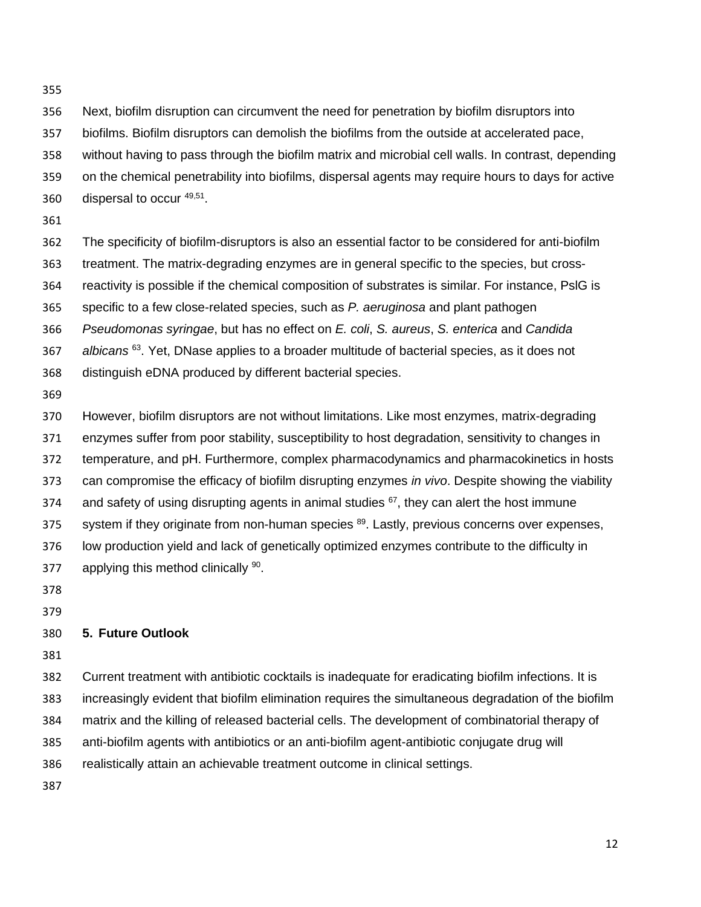Next, biofilm disruption can circumvent the need for penetration by biofilm disruptors into biofilms. Biofilm disruptors can demolish the biofilms from the outside at accelerated pace, without having to pass through the biofilm matrix and microbial cell walls. In contrast, depending on the chemical penetrability into biofilms, dispersal agents may require hours to days for active dispersal to occur [49,51].

The specificity of biofilm-disruptors is also an essential factor to be considered for anti-biofilm treatment. The matrix-degrading enzymes are in general specific to the species, but cross-reactivity is possible if the chemical composition of substrates is similar. For instance, PslG is specific to a few close-related species, such as *P. aeruginosa* and plant pathogen *Pseudomonas syringae*, but has no effect on *E. coli*, *S. aureus*, *S. enterica* and *Candida albicans* [63]. Yet, DNase applies to a broader multitude of bacterial species, as it does not distinguish eDNA produced by different bacterial species.

However, biofilm disruptors are not without limitations. Like most enzymes, matrix-degrading enzymes suffer from poor stability, susceptibility to host degradation, sensitivity to changes in temperature, and pH. Furthermore, complex pharmacodynamics and pharmacokinetics in hosts can compromise the efficacy of biofilm disrupting enzymes *in vivo*. Despite showing the viability and safety of using disrupting agents in animal studies [67], they can alert the host immune system if they originate from non-human species [89]. Lastly, previous concerns over expenses, low production yield and lack of genetically optimized enzymes contribute to the difficulty in applying this method clinically [90].

## 5. Future Outlook

Current treatment with antibiotic cocktails is inadequate for eradicating biofilm infections. It is increasingly evident that biofilm elimination requires the simultaneous degradation of the biofilm matrix and the killing of released bacterial cells. The development of combinatorial therapy of anti-biofilm agents with antibiotics or an anti-biofilm agent-antibiotic conjugate drug will realistically attain an achievable treatment outcome in clinical settings.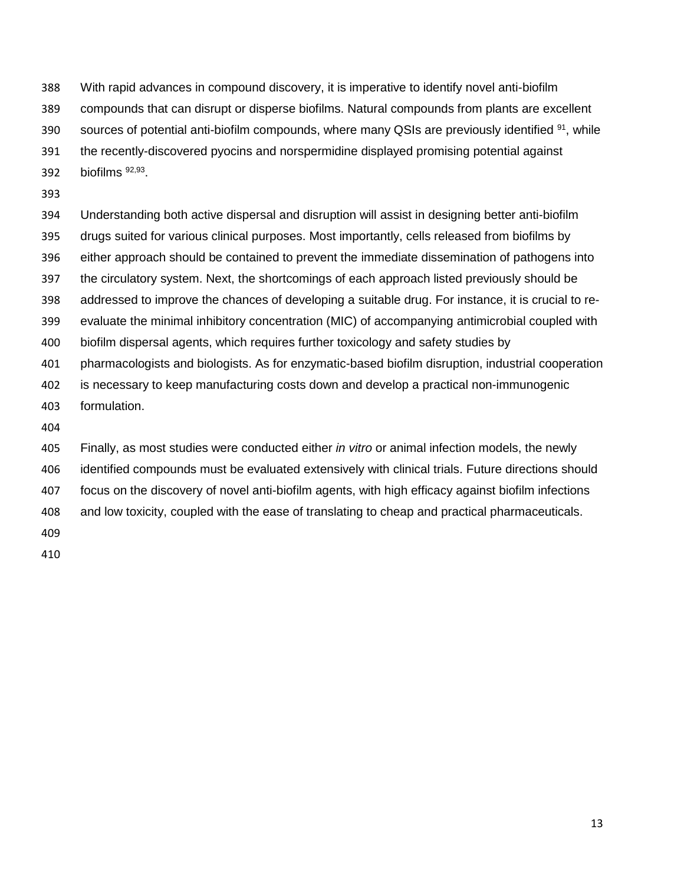With rapid advances in compound discovery, it is imperative to identify novel anti-biofilm compounds that can disrupt or disperse biofilms. Natural compounds from plants are excellent sources of potential anti-biofilm compounds, where many QSIs are previously identified [91], while the recently-discovered pyocins and norspermidine displayed promising potential against biofilms [92,93].

Understanding both active dispersal and disruption will assist in designing better anti-biofilm drugs suited for various clinical purposes. Most importantly, cells released from biofilms by either approach should be contained to prevent the immediate dissemination of pathogens into the circulatory system. Next, the shortcomings of each approach listed previously should be addressed to improve the chances of developing a suitable drug. For instance, it is crucial to re-evaluate the minimal inhibitory concentration (MIC) of accompanying antimicrobial coupled with biofilm dispersal agents, which requires further toxicology and safety studies by pharmacologists and biologists. As for enzymatic-based biofilm disruption, industrial cooperation is necessary to keep manufacturing costs down and develop a practical non-immunogenic formulation.

Finally, as most studies were conducted either *in vitro* or animal infection models, the newly identified compounds must be evaluated extensively with clinical trials. Future directions should focus on the discovery of novel anti-biofilm agents, with high efficacy against biofilm infections and low toxicity, coupled with the ease of translating to cheap and practical pharmaceuticals.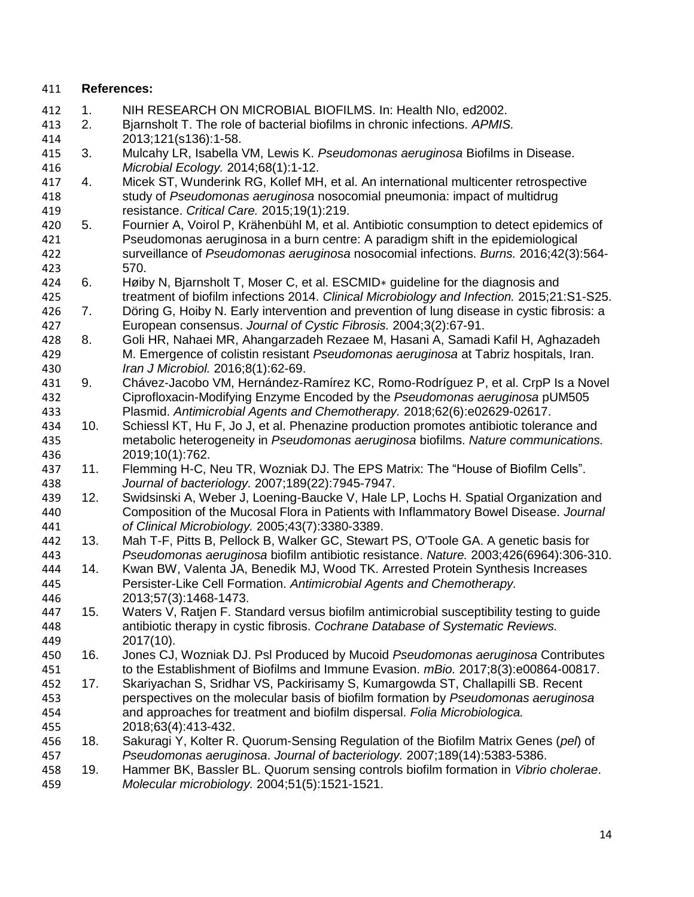**References:**

1. NIH RESEARCH ON MICROBIAL BIOFILMS. In: Health NIo, ed2002.
2. Bjarnsholt T. The role of bacterial biofilms in chronic infections. *APMIS.* 2013;121(s136):1-58.
3. Mulcahy LR, Isabella VM, Lewis K. *Pseudomonas aeruginosa* Biofilms in Disease. *Microbial Ecology.* 2014;68(1):1-12.
4. Micek ST, Wunderink RG, Kollef MH, et al. An international multicenter retrospective study of *Pseudomonas aeruginosa* nosocomial pneumonia: impact of multidrug resistance. *Critical Care.* 2015;19(1):219.
5. Fournier A, Voirol P, Krähenbühl M, et al. Antibiotic consumption to detect epidemics of Pseudomonas aeruginosa in a burn centre: A paradigm shift in the epidemiological surveillance of *Pseudomonas aeruginosa* nosocomial infections. *Burns.* 2016;42(3):564-570.
6. Høiby N, Bjarnsholt T, Moser C, et al. ESCMID∗ guideline for the diagnosis and treatment of biofilm infections 2014. *Clinical Microbiology and Infection.* 2015;21:S1-S25.
7. Döring G, Hoiby N. Early intervention and prevention of lung disease in cystic fibrosis: a European consensus. *Journal of Cystic Fibrosis.* 2004;3(2):67-91.
8. Goli HR, Nahaei MR, Ahangarzadeh Rezaee M, Hasani A, Samadi Kafil H, Aghazadeh M. Emergence of colistin resistant *Pseudomonas aeruginosa* at Tabriz hospitals, Iran. *Iran J Microbiol.* 2016;8(1):62-69.
9. Chávez-Jacobo VM, Hernández-Ramírez KC, Romo-Rodríguez P, et al. CrpP Is a Novel Ciprofloxacin-Modifying Enzyme Encoded by the *Pseudomonas aeruginosa* pUM505 Plasmid. *Antimicrobial Agents and Chemotherapy.* 2018;62(6):e02629-02617.
10. Schiessl KT, Hu F, Jo J, et al. Phenazine production promotes antibiotic tolerance and metabolic heterogeneity in *Pseudomonas aeruginosa* biofilms. *Nature communications.* 2019;10(1):762.
11. Flemming H-C, Neu TR, Wozniak DJ. The EPS Matrix: The "House of Biofilm Cells". *Journal of bacteriology.* 2007;189(22):7945-7947.
12. Swidsinski A, Weber J, Loening-Baucke V, Hale LP, Lochs H. Spatial Organization and Composition of the Mucosal Flora in Patients with Inflammatory Bowel Disease. *Journal of Clinical Microbiology.* 2005;43(7):3380-3389.
13. Mah T-F, Pitts B, Pellock B, Walker GC, Stewart PS, O'Toole GA. A genetic basis for *Pseudomonas aeruginosa* biofilm antibiotic resistance. *Nature.* 2003;426(6964):306-310.
14. Kwan BW, Valenta JA, Benedik MJ, Wood TK. Arrested Protein Synthesis Increases Persister-Like Cell Formation. *Antimicrobial Agents and Chemotherapy.* 2013;57(3):1468-1473.
15. Waters V, Ratjen F. Standard versus biofilm antimicrobial susceptibility testing to guide antibiotic therapy in cystic fibrosis. *Cochrane Database of Systematic Reviews.* 2017(10).
16. Jones CJ, Wozniak DJ. Psl Produced by Mucoid *Pseudomonas aeruginosa* Contributes to the Establishment of Biofilms and Immune Evasion. *mBio.* 2017;8(3):e00864-00817.
17. Skariyachan S, Sridhar VS, Packirisamy S, Kumargowda ST, Challapilli SB. Recent perspectives on the molecular basis of biofilm formation by *Pseudomonas aeruginosa* and approaches for treatment and biofilm dispersal. *Folia Microbiologica.* 2018;63(4):413-432.
18. Sakuragi Y, Kolter R. Quorum-Sensing Regulation of the Biofilm Matrix Genes (*pel*) of *Pseudomonas aeruginosa*. *Journal of bacteriology.* 2007;189(14):5383-5386.
19. Hammer BK, Bassler BL. Quorum sensing controls biofilm formation in *Vibrio cholerae*. *Molecular microbiology.* 2004;51(5):1521-1521.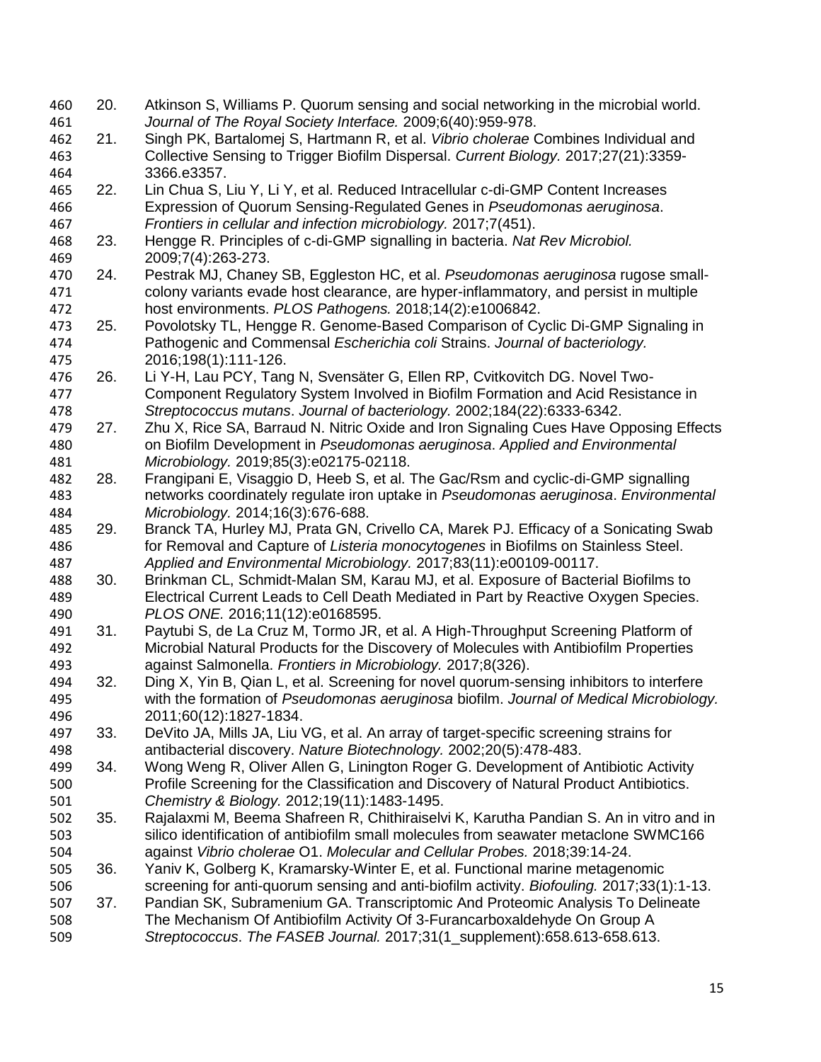20. Atkinson S, Williams P. Quorum sensing and social networking in the microbial world. *Journal of The Royal Society Interface.* 2009;6(40):959-978.
21. Singh PK, Bartalomej S, Hartmann R, et al. *Vibrio cholerae* Combines Individual and Collective Sensing to Trigger Biofilm Dispersal. *Current Biology.* 2017;27(21):3359-3366.e3357.
22. Lin Chua S, Liu Y, Li Y, et al. Reduced Intracellular c-di-GMP Content Increases Expression of Quorum Sensing-Regulated Genes in *Pseudomonas aeruginosa*. *Frontiers in cellular and infection microbiology.* 2017;7(451).
23. Hengge R. Principles of c-di-GMP signalling in bacteria. *Nat Rev Microbiol.* 2009;7(4):263-273.
24. Pestrak MJ, Chaney SB, Eggleston HC, et al. *Pseudomonas aeruginosa* rugose small-colony variants evade host clearance, are hyper-inflammatory, and persist in multiple host environments. *PLOS Pathogens.* 2018;14(2):e1006842.
25. Povolotsky TL, Hengge R. Genome-Based Comparison of Cyclic Di-GMP Signaling in Pathogenic and Commensal *Escherichia coli* Strains. *Journal of bacteriology.* 2016;198(1):111-126.
26. Li Y-H, Lau PCY, Tang N, Svensäter G, Ellen RP, Cvitkovitch DG. Novel Two-Component Regulatory System Involved in Biofilm Formation and Acid Resistance in *Streptococcus mutans*. *Journal of bacteriology.* 2002;184(22):6333-6342.
27. Zhu X, Rice SA, Barraud N. Nitric Oxide and Iron Signaling Cues Have Opposing Effects on Biofilm Development in *Pseudomonas aeruginosa*. *Applied and Environmental Microbiology.* 2019;85(3):e02175-02118.
28. Frangipani E, Visaggio D, Heeb S, et al. The Gac/Rsm and cyclic-di-GMP signalling networks coordinately regulate iron uptake in *Pseudomonas aeruginosa*. *Environmental Microbiology.* 2014;16(3):676-688.
29. Branck TA, Hurley MJ, Prata GN, Crivello CA, Marek PJ. Efficacy of a Sonicating Swab for Removal and Capture of *Listeria monocytogenes* in Biofilms on Stainless Steel. *Applied and Environmental Microbiology.* 2017;83(11):e00109-00117.
30. Brinkman CL, Schmidt-Malan SM, Karau MJ, et al. Exposure of Bacterial Biofilms to Electrical Current Leads to Cell Death Mediated in Part by Reactive Oxygen Species. *PLOS ONE.* 2016;11(12):e0168595.
31. Paytubi S, de La Cruz M, Tormo JR, et al. A High-Throughput Screening Platform of Microbial Natural Products for the Discovery of Molecules with Antibiofilm Properties against Salmonella. *Frontiers in Microbiology.* 2017;8(326).
32. Ding X, Yin B, Qian L, et al. Screening for novel quorum-sensing inhibitors to interfere with the formation of *Pseudomonas aeruginosa* biofilm. *Journal of Medical Microbiology.* 2011;60(12):1827-1834.
33. DeVito JA, Mills JA, Liu VG, et al. An array of target-specific screening strains for antibacterial discovery. *Nature Biotechnology.* 2002;20(5):478-483.
34. Wong Weng R, Oliver Allen G, Linington Roger G. Development of Antibiotic Activity Profile Screening for the Classification and Discovery of Natural Product Antibiotics. *Chemistry & Biology.* 2012;19(11):1483-1495.
35. Rajalaxmi M, Beema Shafreen R, Chithiraiselvi K, Karutha Pandian S. An in vitro and in silico identification of antibiofilm small molecules from seawater metaclone SWMC166 against *Vibrio cholerae* O1. *Molecular and Cellular Probes.* 2018;39:14-24.
36. Yaniv K, Golberg K, Kramarsky-Winter E, et al. Functional marine metagenomic screening for anti-quorum sensing and anti-biofilm activity. *Biofouling.* 2017;33(1):1-13.
37. Pandian SK, Subramenium GA. Transcriptomic And Proteomic Analysis To Delineate The Mechanism Of Antibiofilm Activity Of 3-Furancarboxaldehyde On Group A *Streptococcus*. *The FASEB Journal.* 2017;31(1_supplement):658.613-658.613.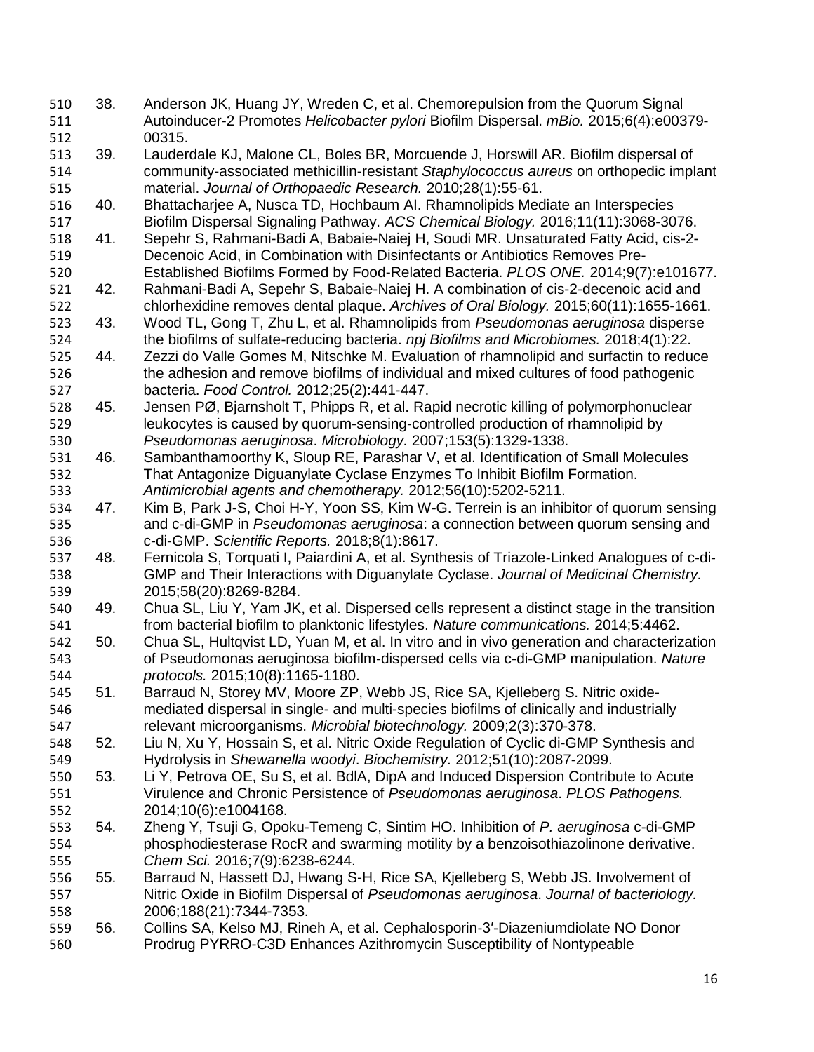38. Anderson JK, Huang JY, Wreden C, et al. Chemorepulsion from the Quorum Signal Autoinducer-2 Promotes *Helicobacter pylori* Biofilm Dispersal. *mBio.* 2015;6(4):e00379-00315.
39. Lauderdale KJ, Malone CL, Boles BR, Morcuende J, Horswill AR. Biofilm dispersal of community-associated methicillin-resistant *Staphylococcus aureus* on orthopedic implant material. *Journal of Orthopaedic Research.* 2010;28(1):55-61.
40. Bhattacharjee A, Nusca TD, Hochbaum AI. Rhamnolipids Mediate an Interspecies Biofilm Dispersal Signaling Pathway. *ACS Chemical Biology.* 2016;11(11):3068-3076.
41. Sepehr S, Rahmani-Badi A, Babaie-Naiej H, Soudi MR. Unsaturated Fatty Acid, cis-2-Decenoic Acid, in Combination with Disinfectants or Antibiotics Removes Pre-Established Biofilms Formed by Food-Related Bacteria. *PLOS ONE.* 2014;9(7):e101677.
42. Rahmani-Badi A, Sepehr S, Babaie-Naiej H. A combination of cis-2-decenoic acid and chlorhexidine removes dental plaque. *Archives of Oral Biology.* 2015;60(11):1655-1661.
43. Wood TL, Gong T, Zhu L, et al. Rhamnolipids from *Pseudomonas aeruginosa* disperse the biofilms of sulfate-reducing bacteria. *npj Biofilms and Microbiomes.* 2018;4(1):22.
44. Zezzi do Valle Gomes M, Nitschke M. Evaluation of rhamnolipid and surfactin to reduce the adhesion and remove biofilms of individual and mixed cultures of food pathogenic bacteria. *Food Control.* 2012;25(2):441-447.
45. Jensen PØ, Bjarnsholt T, Phipps R, et al. Rapid necrotic killing of polymorphonuclear leukocytes is caused by quorum-sensing-controlled production of rhamnolipid by *Pseudomonas aeruginosa*. *Microbiology.* 2007;153(5):1329-1338.
46. Sambanthamoorthy K, Sloup RE, Parashar V, et al. Identification of Small Molecules That Antagonize Diguanylate Cyclase Enzymes To Inhibit Biofilm Formation. *Antimicrobial agents and chemotherapy.* 2012;56(10):5202-5211.
47. Kim B, Park J-S, Choi H-Y, Yoon SS, Kim W-G. Terrein is an inhibitor of quorum sensing and c-di-GMP in *Pseudomonas aeruginosa*: a connection between quorum sensing and c-di-GMP. *Scientific Reports.* 2018;8(1):8617.
48. Fernicola S, Torquati I, Paiardini A, et al. Synthesis of Triazole-Linked Analogues of c-di-GMP and Their Interactions with Diguanylate Cyclase. *Journal of Medicinal Chemistry.* 2015;58(20):8269-8284.
49. Chua SL, Liu Y, Yam JK, et al. Dispersed cells represent a distinct stage in the transition from bacterial biofilm to planktonic lifestyles. *Nature communications.* 2014;5:4462.
50. Chua SL, Hultqvist LD, Yuan M, et al. In vitro and in vivo generation and characterization of Pseudomonas aeruginosa biofilm-dispersed cells via c-di-GMP manipulation. *Nature protocols.* 2015;10(8):1165-1180.
51. Barraud N, Storey MV, Moore ZP, Webb JS, Rice SA, Kjelleberg S. Nitric oxide-mediated dispersal in single- and multi-species biofilms of clinically and industrially relevant microorganisms. *Microbial biotechnology.* 2009;2(3):370-378.
52. Liu N, Xu Y, Hossain S, et al. Nitric Oxide Regulation of Cyclic di-GMP Synthesis and Hydrolysis in *Shewanella woodyi*. *Biochemistry.* 2012;51(10):2087-2099.
53. Li Y, Petrova OE, Su S, et al. BdlA, DipA and Induced Dispersion Contribute to Acute Virulence and Chronic Persistence of *Pseudomonas aeruginosa*. *PLOS Pathogens.* 2014;10(6):e1004168.
54. Zheng Y, Tsuji G, Opoku-Temeng C, Sintim HO. Inhibition of *P. aeruginosa* c-di-GMP phosphodiesterase RocR and swarming motility by a benzoisothiazolinone derivative. *Chem Sci.* 2016;7(9):6238-6244.
55. Barraud N, Hassett DJ, Hwang S-H, Rice SA, Kjelleberg S, Webb JS. Involvement of Nitric Oxide in Biofilm Dispersal of *Pseudomonas aeruginosa*. *Journal of bacteriology.* 2006;188(21):7344-7353.
56. Collins SA, Kelso MJ, Rineh A, et al. Cephalosporin-3′-Diazeniumdiolate NO Donor Prodrug PYRRO-C3D Enhances Azithromycin Susceptibility of Nontypeable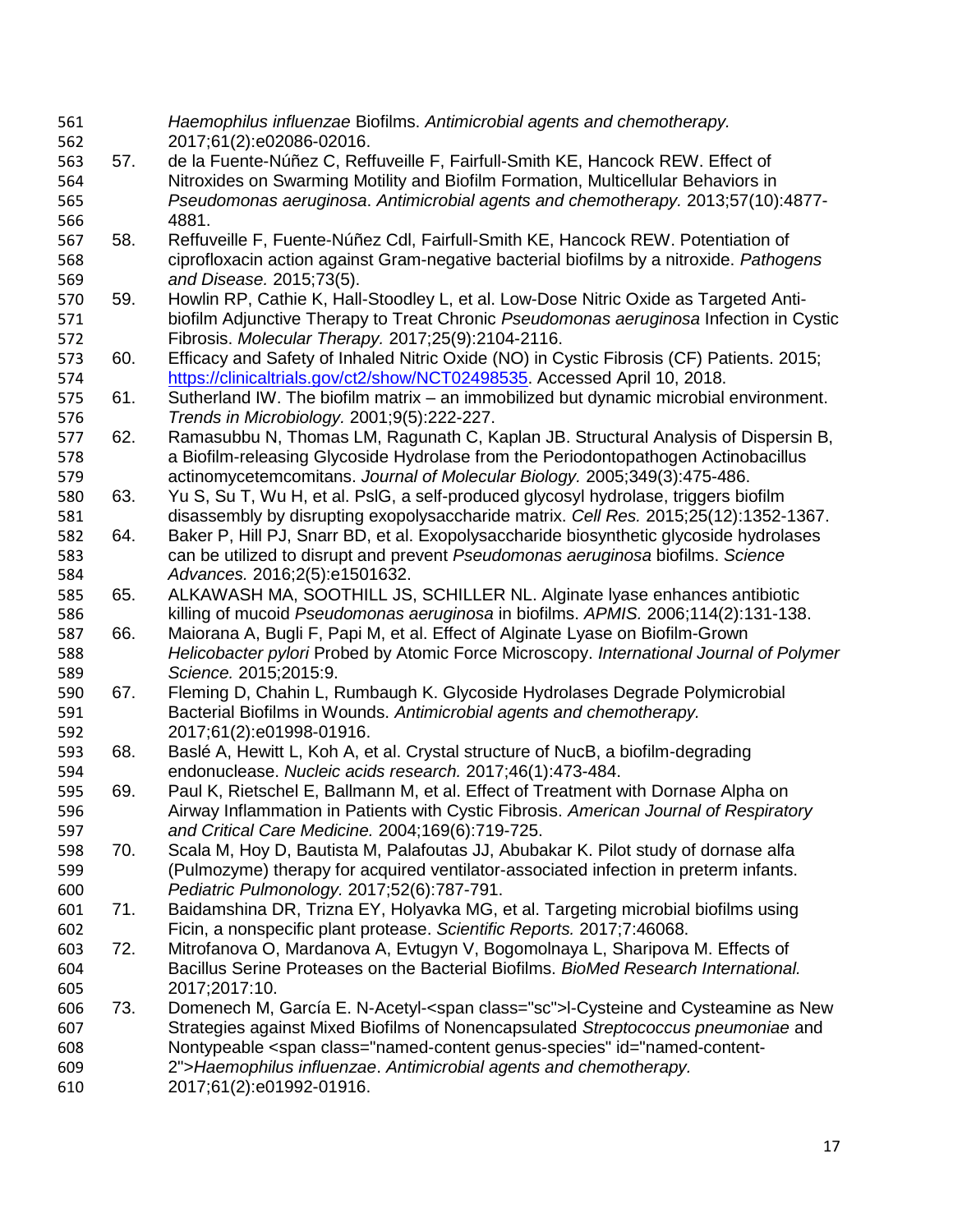*Haemophilus influenzae* Biofilms. *Antimicrobial agents and chemotherapy.* 2017;61(2):e02086-02016.

57. de la Fuente-Núñez C, Reffuveille F, Fairfull-Smith KE, Hancock REW. Effect of Nitroxides on Swarming Motility and Biofilm Formation, Multicellular Behaviors in *Pseudomonas aeruginosa*. *Antimicrobial agents and chemotherapy.* 2013;57(10):4877-4881.
58. Reffuveille F, Fuente-Núñez Cdl, Fairfull-Smith KE, Hancock REW. Potentiation of ciprofloxacin action against Gram-negative bacterial biofilms by a nitroxide. *Pathogens and Disease.* 2015;73(5).
59. Howlin RP, Cathie K, Hall-Stoodley L, et al. Low-Dose Nitric Oxide as Targeted Anti-biofilm Adjunctive Therapy to Treat Chronic *Pseudomonas aeruginosa* Infection in Cystic Fibrosis. *Molecular Therapy.* 2017;25(9):2104-2116.
60. Efficacy and Safety of Inhaled Nitric Oxide (NO) in Cystic Fibrosis (CF) Patients. 2015; https://clinicaltrials.gov/ct2/show/NCT02498535. Accessed April 10, 2018.
61. Sutherland IW. The biofilm matrix – an immobilized but dynamic microbial environment. *Trends in Microbiology.* 2001;9(5):222-227.
62. Ramasubbu N, Thomas LM, Ragunath C, Kaplan JB. Structural Analysis of Dispersin B, a Biofilm-releasing Glycoside Hydrolase from the Periodontopathogen Actinobacillus actinomycetemcomitans. *Journal of Molecular Biology.* 2005;349(3):475-486.
63. Yu S, Su T, Wu H, et al. PslG, a self-produced glycosyl hydrolase, triggers biofilm disassembly by disrupting exopolysaccharide matrix. *Cell Res.* 2015;25(12):1352-1367.
64. Baker P, Hill PJ, Snarr BD, et al. Exopolysaccharide biosynthetic glycoside hydrolases can be utilized to disrupt and prevent *Pseudomonas aeruginosa* biofilms. *Science Advances.* 2016;2(5):e1501632.
65. ALKAWASH MA, SOOTHILL JS, SCHILLER NL. Alginate lyase enhances antibiotic killing of mucoid *Pseudomonas aeruginosa* in biofilms. *APMIS.* 2006;114(2):131-138.
66. Maiorana A, Bugli F, Papi M, et al. Effect of Alginate Lyase on Biofilm-Grown *Helicobacter pylori* Probed by Atomic Force Microscopy. *International Journal of Polymer Science.* 2015;2015:9.
67. Fleming D, Chahin L, Rumbaugh K. Glycoside Hydrolases Degrade Polymicrobial Bacterial Biofilms in Wounds. *Antimicrobial agents and chemotherapy.* 2017;61(2):e01998-01916.
68. Baslé A, Hewitt L, Koh A, et al. Crystal structure of NucB, a biofilm-degrading endonuclease. *Nucleic acids research.* 2017;46(1):473-484.
69. Paul K, Rietschel E, Ballmann M, et al. Effect of Treatment with Dornase Alpha on Airway Inflammation in Patients with Cystic Fibrosis. *American Journal of Respiratory and Critical Care Medicine.* 2004;169(6):719-725.
70. Scala M, Hoy D, Bautista M, Palafoutas JJ, Abubakar K. Pilot study of dornase alfa (Pulmozyme) therapy for acquired ventilator-associated infection in preterm infants. *Pediatric Pulmonology.* 2017;52(6):787-791.
71. Baidamshina DR, Trizna EY, Holyavka MG, et al. Targeting microbial biofilms using Ficin, a nonspecific plant protease. *Scientific Reports.* 2017;7:46068.
72. Mitrofanova O, Mardanova A, Evtugyn V, Bogomolnaya L, Sharipova M. Effects of Bacillus Serine Proteases on the Bacterial Biofilms. *BioMed Research International.* 2017;2017:10.
73. Domenech M, García E. N-Acetyl-<span class="sc">l-Cysteine and Cysteamine as New Strategies against Mixed Biofilms of Nonencapsulated *Streptococcus pneumoniae* and Nontypeable <span class="named-content genus-species" id="named-content-2">*Haemophilus influenzae*. *Antimicrobial agents and chemotherapy.* 2017;61(2):e01992-01916.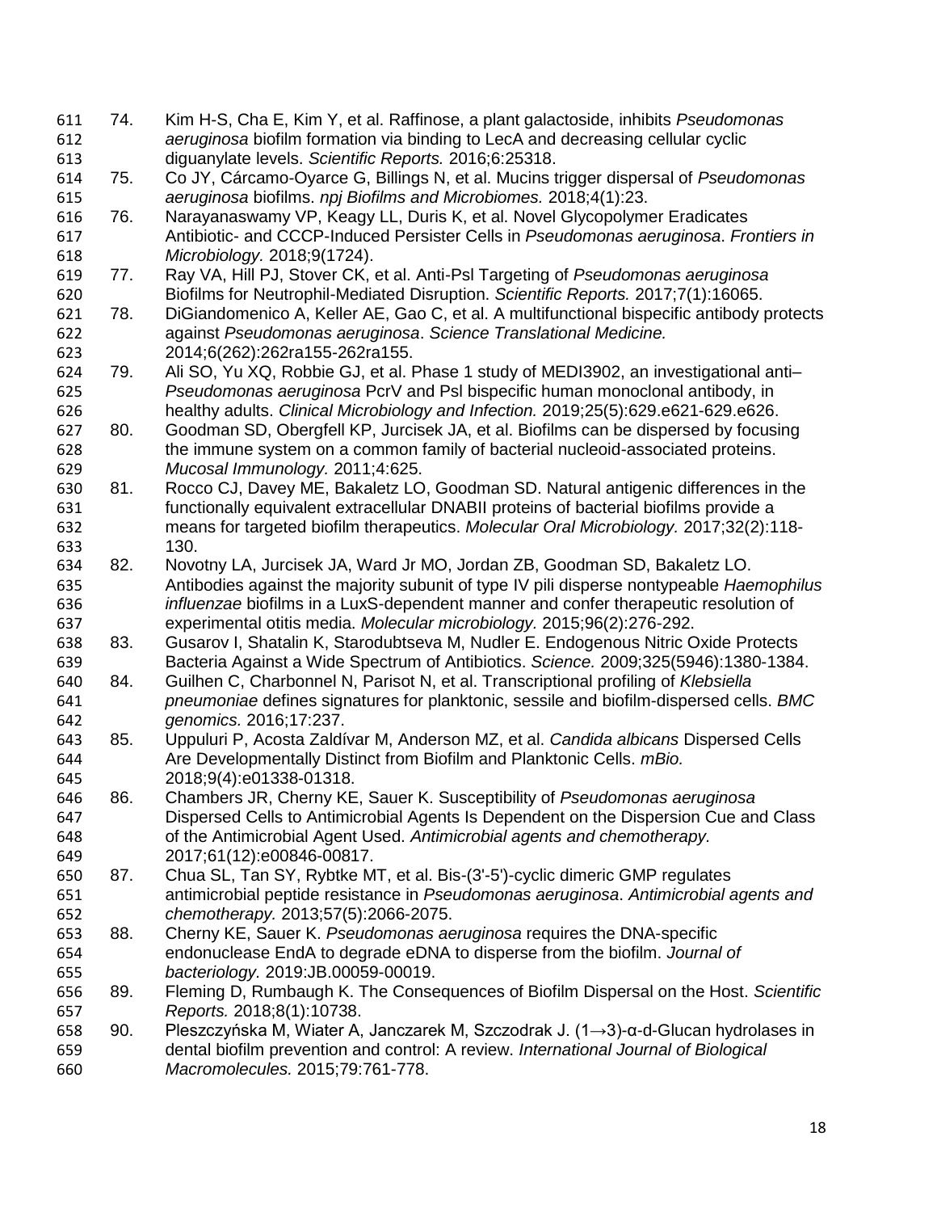74. Kim H-S, Cha E, Kim Y, et al. Raffinose, a plant galactoside, inhibits *Pseudomonas aeruginosa* biofilm formation via binding to LecA and decreasing cellular cyclic diguanylate levels. *Scientific Reports.* 2016;6:25318.
75. Co JY, Cárcamo-Oyarce G, Billings N, et al. Mucins trigger dispersal of *Pseudomonas aeruginosa* biofilms. *npj Biofilms and Microbiomes.* 2018;4(1):23.
76. Narayanaswamy VP, Keagy LL, Duris K, et al. Novel Glycopolymer Eradicates Antibiotic- and CCCP-Induced Persister Cells in *Pseudomonas aeruginosa*. *Frontiers in Microbiology.* 2018;9(1724).
77. Ray VA, Hill PJ, Stover CK, et al. Anti-Psl Targeting of *Pseudomonas aeruginosa* Biofilms for Neutrophil-Mediated Disruption. *Scientific Reports.* 2017;7(1):16065.
78. DiGiandomenico A, Keller AE, Gao C, et al. A multifunctional bispecific antibody protects against *Pseudomonas aeruginosa*. *Science Translational Medicine.* 2014;6(262):262ra155-262ra155.
79. Ali SO, Yu XQ, Robbie GJ, et al. Phase 1 study of MEDI3902, an investigational anti–*Pseudomonas aeruginosa* PcrV and Psl bispecific human monoclonal antibody, in healthy adults. *Clinical Microbiology and Infection.* 2019;25(5):629.e621-629.e626.
80. Goodman SD, Obergfell KP, Jurcisek JA, et al. Biofilms can be dispersed by focusing the immune system on a common family of bacterial nucleoid-associated proteins. *Mucosal Immunology.* 2011;4:625.
81. Rocco CJ, Davey ME, Bakaletz LO, Goodman SD. Natural antigenic differences in the functionally equivalent extracellular DNABII proteins of bacterial biofilms provide a means for targeted biofilm therapeutics. *Molecular Oral Microbiology.* 2017;32(2):118-130.
82. Novotny LA, Jurcisek JA, Ward Jr MO, Jordan ZB, Goodman SD, Bakaletz LO. Antibodies against the majority subunit of type IV pili disperse nontypeable *Haemophilus influenzae* biofilms in a LuxS-dependent manner and confer therapeutic resolution of experimental otitis media. *Molecular microbiology.* 2015;96(2):276-292.
83. Gusarov I, Shatalin K, Starodubtseva M, Nudler E. Endogenous Nitric Oxide Protects Bacteria Against a Wide Spectrum of Antibiotics. *Science.* 2009;325(5946):1380-1384.
84. Guilhen C, Charbonnel N, Parisot N, et al. Transcriptional profiling of *Klebsiella pneumoniae* defines signatures for planktonic, sessile and biofilm-dispersed cells. *BMC genomics.* 2016;17:237.
85. Uppuluri P, Acosta Zaldívar M, Anderson MZ, et al. *Candida albicans* Dispersed Cells Are Developmentally Distinct from Biofilm and Planktonic Cells. *mBio.* 2018;9(4):e01338-01318.
86. Chambers JR, Cherny KE, Sauer K. Susceptibility of *Pseudomonas aeruginosa* Dispersed Cells to Antimicrobial Agents Is Dependent on the Dispersion Cue and Class of the Antimicrobial Agent Used. *Antimicrobial agents and chemotherapy.* 2017;61(12):e00846-00817.
87. Chua SL, Tan SY, Rybtke MT, et al. Bis-(3'-5')-cyclic dimeric GMP regulates antimicrobial peptide resistance in *Pseudomonas aeruginosa*. *Antimicrobial agents and chemotherapy.* 2013;57(5):2066-2075.
88. Cherny KE, Sauer K. *Pseudomonas aeruginosa* requires the DNA-specific endonuclease EndA to degrade eDNA to disperse from the biofilm. *Journal of bacteriology.* 2019:JB.00059-00019.
89. Fleming D, Rumbaugh K. The Consequences of Biofilm Dispersal on the Host. *Scientific Reports.* 2018;8(1):10738.
90. Pleszczyńska M, Wiater A, Janczarek M, Szczodrak J. (1→3)-α-d-Glucan hydrolases in dental biofilm prevention and control: A review. *International Journal of Biological Macromolecules.* 2015;79:761-778.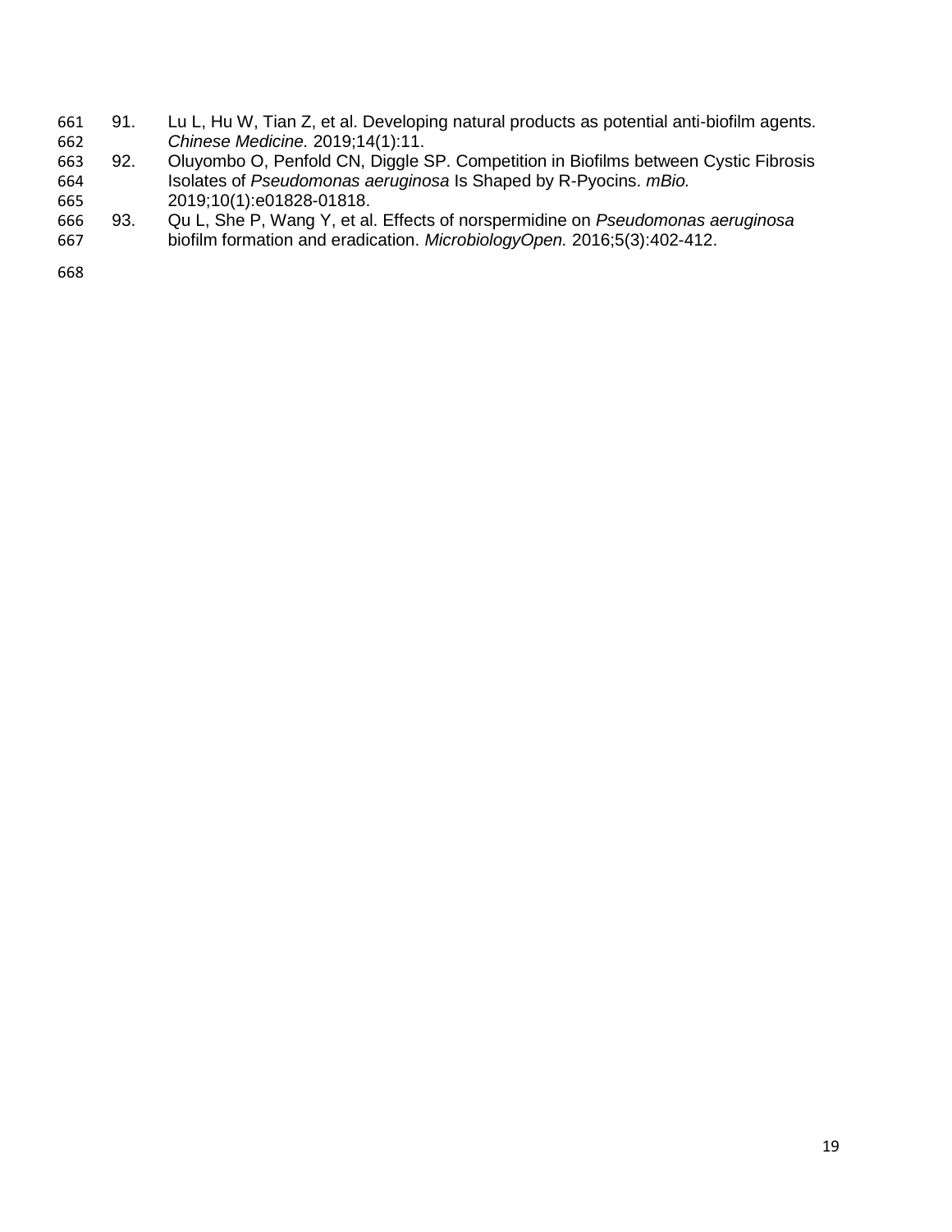91. Lu L, Hu W, Tian Z, et al. Developing natural products as potential anti-biofilm agents. *Chinese Medicine.* 2019;14(1):11.
92. Oluyombo O, Penfold CN, Diggle SP. Competition in Biofilms between Cystic Fibrosis Isolates of *Pseudomonas aeruginosa* Is Shaped by R-Pyocins. *mBio.* 2019;10(1):e01828-01818.
93. Qu L, She P, Wang Y, et al. Effects of norspermidine on *Pseudomonas aeruginosa* biofilm formation and eradication. *MicrobiologyOpen.* 2016;5(3):402-412.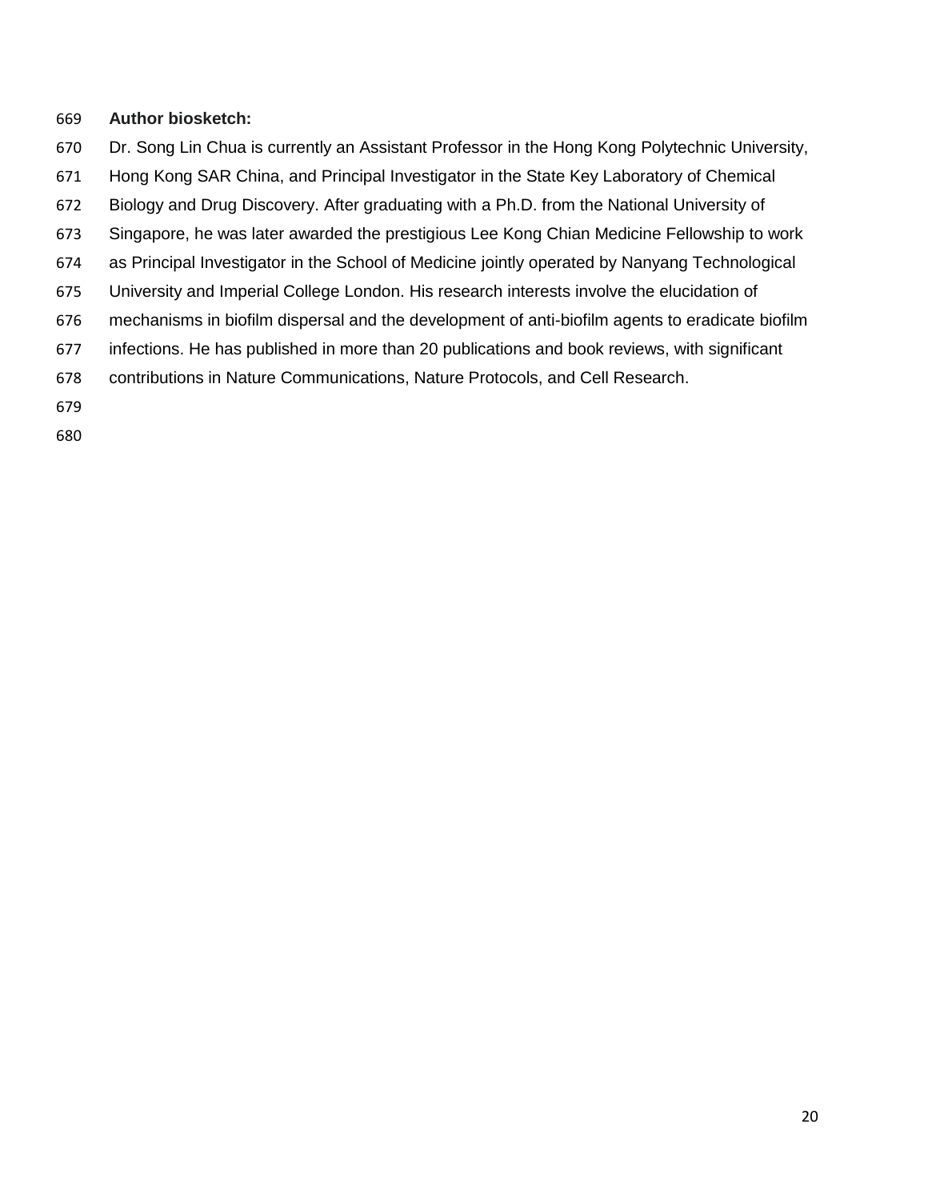**Author biosketch:**

Dr. Song Lin Chua is currently an Assistant Professor in the Hong Kong Polytechnic University, Hong Kong SAR China, and Principal Investigator in the State Key Laboratory of Chemical Biology and Drug Discovery. After graduating with a Ph.D. from the National University of Singapore, he was later awarded the prestigious Lee Kong Chian Medicine Fellowship to work as Principal Investigator in the School of Medicine jointly operated by Nanyang Technological University and Imperial College London. His research interests involve the elucidation of mechanisms in biofilm dispersal and the development of anti-biofilm agents to eradicate biofilm infections. He has published in more than 20 publications and book reviews, with significant contributions in Nature Communications, Nature Protocols, and Cell Research.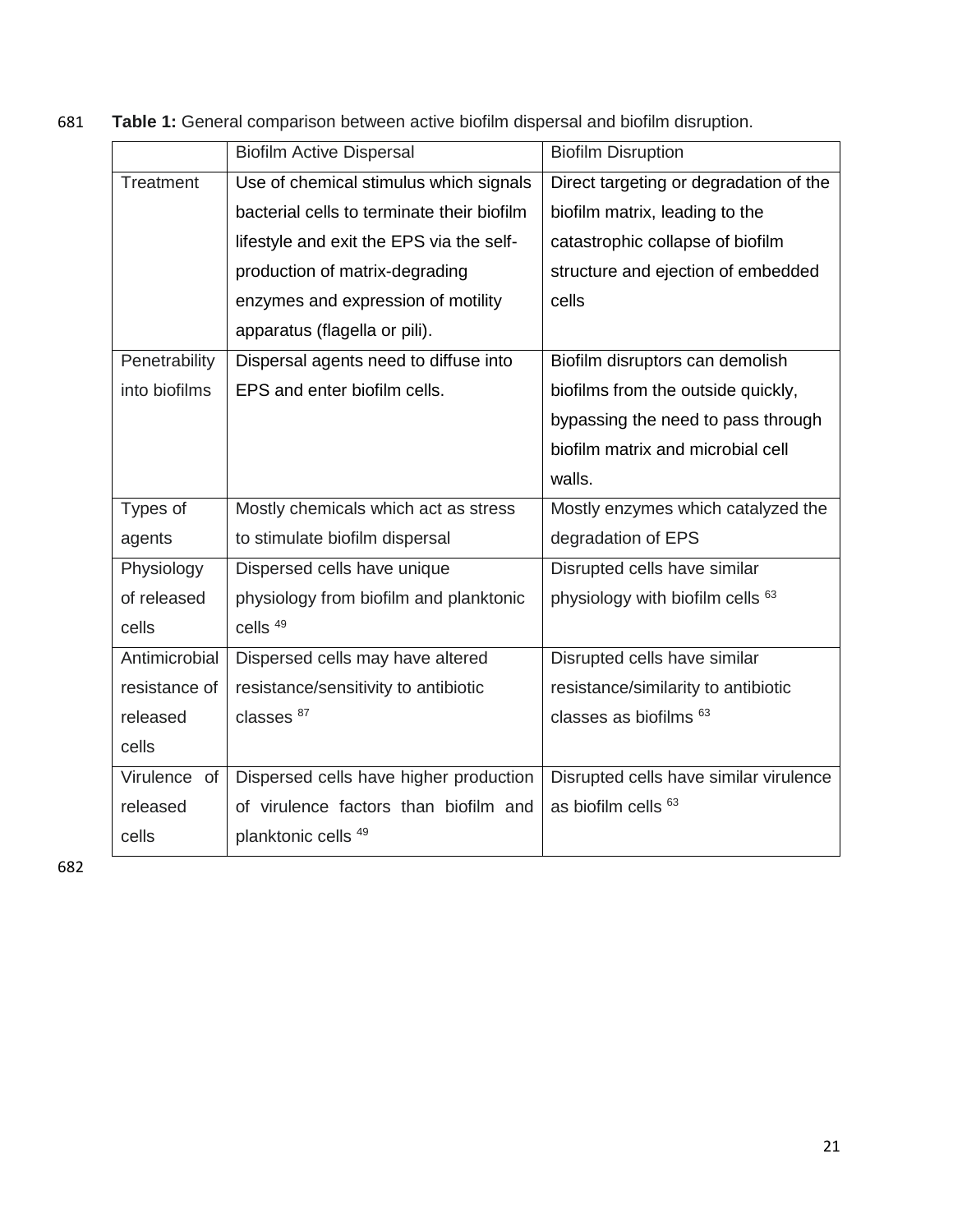**Table 1:** General comparison between active biofilm dispersal and biofilm disruption.

| | Biofilm Active Dispersal | Biofilm Disruption |
|---|---|---|
| Treatment | Use of chemical stimulus which signals bacterial cells to terminate their biofilm lifestyle and exit the EPS via the self-production of matrix-degrading enzymes and expression of motility apparatus (flagella or pili). | Direct targeting or degradation of the biofilm matrix, leading to the catastrophic collapse of biofilm structure and ejection of embedded cells |
| Penetrability into biofilms | Dispersal agents need to diffuse into EPS and enter biofilm cells. | Biofilm disruptors can demolish biofilms from the outside quickly, bypassing the need to pass through biofilm matrix and microbial cell walls. |
| Types of agents | Mostly chemicals which act as stress to stimulate biofilm dispersal | Mostly enzymes which catalyzed the degradation of EPS |
| Physiology of released cells | Dispersed cells have unique physiology from biofilm and planktonic cells [49] | Disrupted cells have similar physiology with biofilm cells [63] |
| Antimicrobial resistance of released cells | Dispersed cells may have altered resistance/sensitivity to antibiotic classes [87] | Disrupted cells have similar resistance/similarity to antibiotic classes as biofilms [63] |
| Virulence of released cells | Dispersed cells have higher production of virulence factors than biofilm and planktonic cells [49] | Disrupted cells have similar virulence as biofilm cells [63] |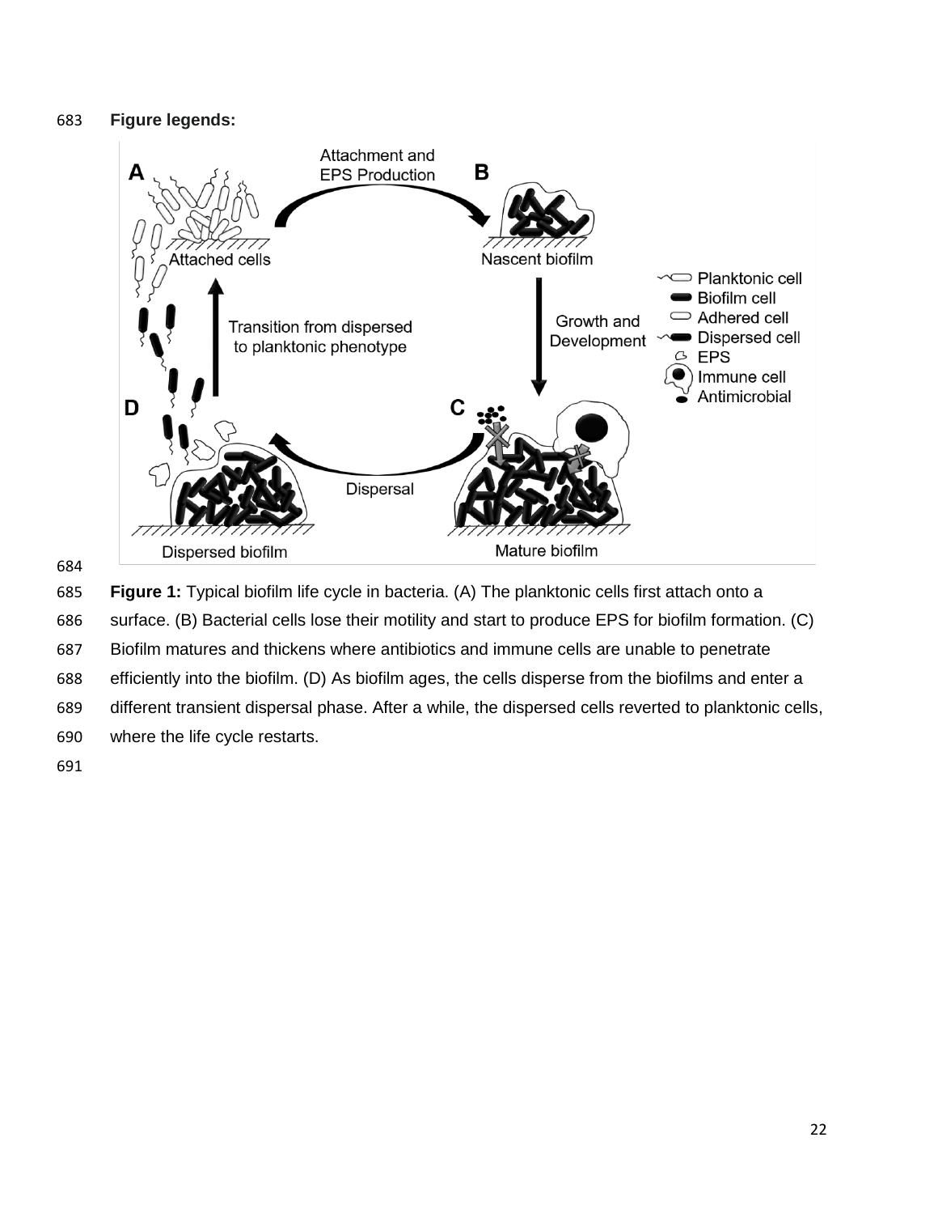**Figure legends:**

**Figure 1:** Typical biofilm life cycle in bacteria. (A) The planktonic cells first attach onto a surface. (B) Bacterial cells lose their motility and start to produce EPS for biofilm formation. (C) Biofilm matures and thickens where antibiotics and immune cells are unable to penetrate efficiently into the biofilm. (D) As biofilm ages, the cells disperse from the biofilms and enter a different transient dispersal phase. After a while, the dispersed cells reverted to planktonic cells, where the life cycle restarts.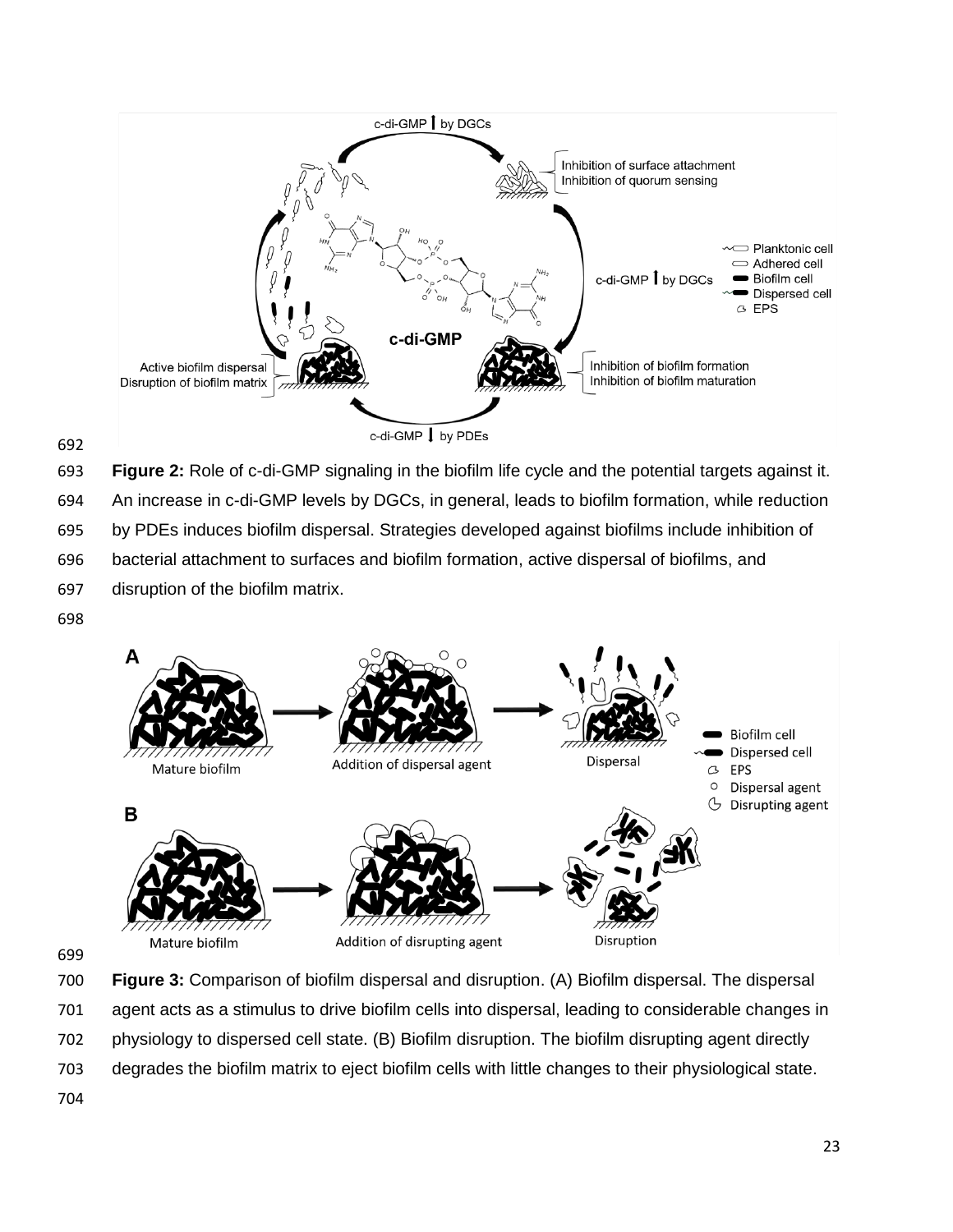**Figure 2:** Role of c-di-GMP signaling in the biofilm life cycle and the potential targets against it. An increase in c-di-GMP levels by DGCs, in general, leads to biofilm formation, while reduction by PDEs induces biofilm dispersal. Strategies developed against biofilms include inhibition of bacterial attachment to surfaces and biofilm formation, active dispersal of biofilms, and disruption of the biofilm matrix.

**Figure 3:** Comparison of biofilm dispersal and disruption. (A) Biofilm dispersal. The dispersal agent acts as a stimulus to drive biofilm cells into dispersal, leading to considerable changes in physiology to dispersed cell state. (B) Biofilm disruption. The biofilm disrupting agent directly degrades the biofilm matrix to eject biofilm cells with little changes to their physiological state.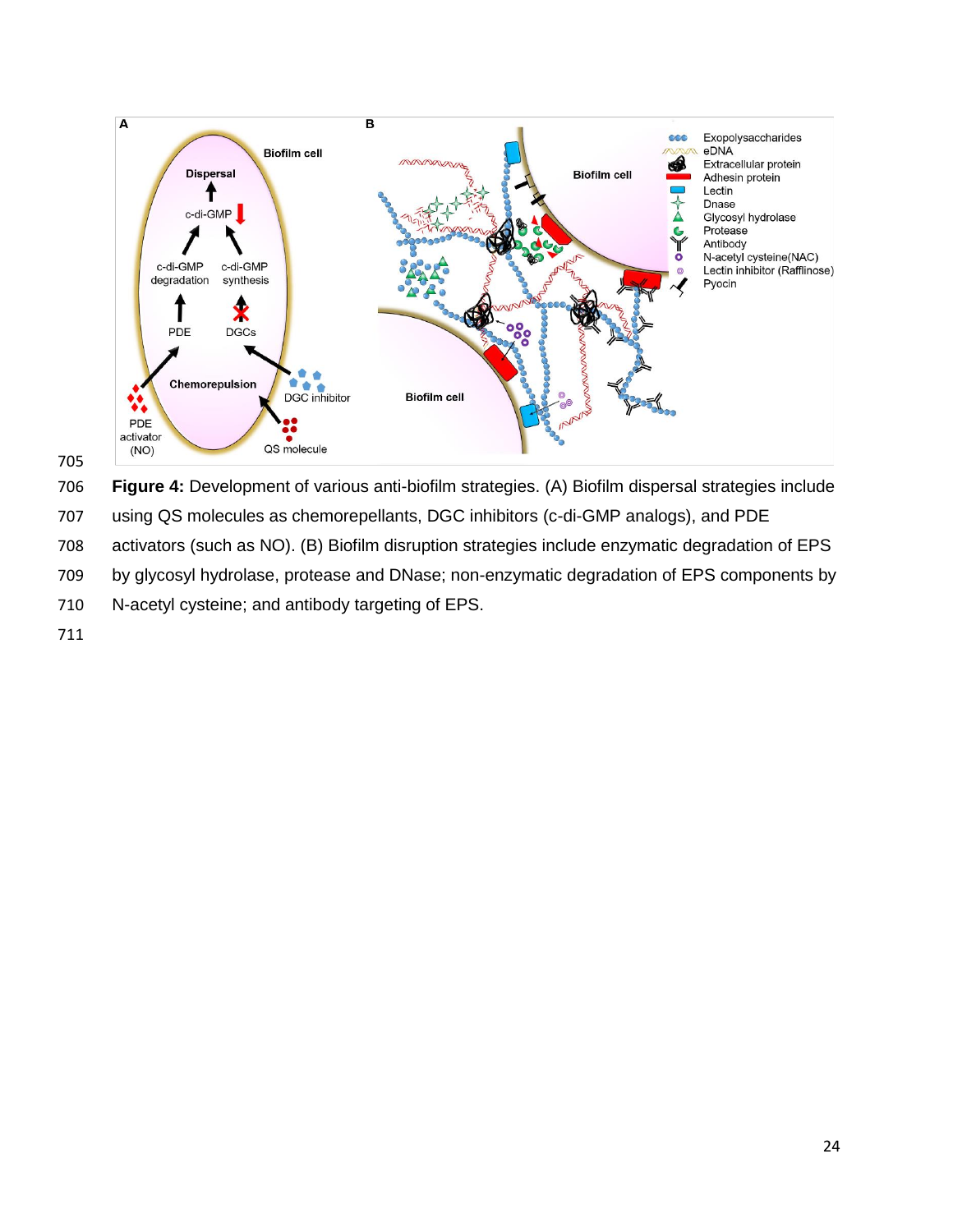A

Biofilm cell

Dispersal

c-di-GMP

c-di-GMP degradation

c-di-GMP synthesis

PDE

DGCs

Chemorepulsion

DGC inhibitor

PDE activator (NO)

QS molecule

B

Biofilm cell

Biofilm cell

Exopolysaccharides

eDNA

Extracellular protein

Adhesin protein

Lectin

Dnase

Glycosyl hydrolase

Protease

Antibody

N-acetyl cysteine(NAC)

Lectin inhibitor (Rafflinose)

Pyocin

**Figure 4:** Development of various anti-biofilm strategies. (A) Biofilm dispersal strategies include using QS molecules as chemorepellants, DGC inhibitors (c-di-GMP analogs), and PDE activators (such as NO). (B) Biofilm disruption strategies include enzymatic degradation of EPS by glycosyl hydrolase, protease and DNase; non-enzymatic degradation of EPS components by N-acetyl cysteine; and antibody targeting of EPS.